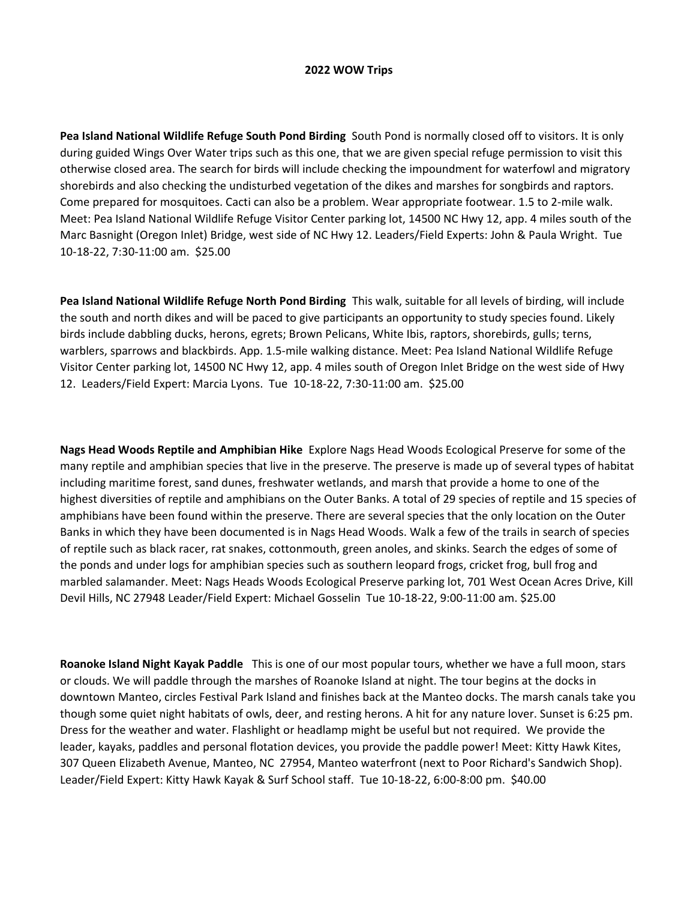**2022 WOW Trips**

**Pea Island National Wildlife Refuge South Pond Birding** South Pond is normally closed off to visitors. It is only during guided Wings Over Water trips such as this one, that we are given special refuge permission to visit this otherwise closed area. The search for birds will include checking the impoundment for waterfowl and migratory shorebirds and also checking the undisturbed vegetation of the dikes and marshes for songbirds and raptors. Come prepared for mosquitoes. Cacti can also be a problem. Wear appropriate footwear. 1.5 to 2-mile walk. Meet: Pea Island National Wildlife Refuge Visitor Center parking lot, 14500 NC Hwy 12, app. 4 miles south of the Marc Basnight (Oregon Inlet) Bridge, west side of NC Hwy 12. Leaders/Field Experts: John & Paula Wright. Tue 10-18-22, 7:30-11:00 am. $25.00

**Pea Island National Wildlife Refuge North Pond Birding** This walk, suitable for all levels of birding, will include the south and north dikes and will be paced to give participants an opportunity to study species found. Likely birds include dabbling ducks, herons, egrets; Brown Pelicans, White Ibis, raptors, shorebirds, gulls; terns, warblers, sparrows and blackbirds. App. 1.5-mile walking distance. Meet: Pea Island National Wildlife Refuge Visitor Center parking lot, 14500 NC Hwy 12, app. 4 miles south of Oregon Inlet Bridge on the west side of Hwy 12. Leaders/Field Expert: Marcia Lyons. Tue 10-18-22, 7:30-11:00 am. $25.00

**Nags Head Woods Reptile and Amphibian Hike** Explore Nags Head Woods Ecological Preserve for some of the many reptile and amphibian species that live in the preserve. The preserve is made up of several types of habitat including maritime forest, sand dunes, freshwater wetlands, and marsh that provide a home to one of the highest diversities of reptile and amphibians on the Outer Banks. A total of 29 species of reptile and 15 species of amphibians have been found within the preserve. There are several species that the only location on the Outer Banks in which they have been documented is in Nags Head Woods. Walk a few of the trails in search of species of reptile such as black racer, rat snakes, cottonmouth, green anoles, and skinks. Search the edges of some of the ponds and under logs for amphibian species such as southern leopard frogs, cricket frog, bull frog and marbled salamander. Meet: Nags Heads Woods Ecological Preserve parking lot, 701 West Ocean Acres Drive, Kill Devil Hills, NC 27948 Leader/Field Expert: Michael Gosselin Tue 10-18-22, 9:00-11:00 am. $25.00

**Roanoke Island Night Kayak Paddle** This is one of our most popular tours, whether we have a full moon, stars or clouds. We will paddle through the marshes of Roanoke Island at night. The tour begins at the docks in downtown Manteo, circles Festival Park Island and finishes back at the Manteo docks. The marsh canals take you though some quiet night habitats of owls, deer, and resting herons. A hit for any nature lover. Sunset is 6:25 pm. Dress for the weather and water. Flashlight or headlamp might be useful but not required. We provide the leader, kayaks, paddles and personal flotation devices, you provide the paddle power! Meet: Kitty Hawk Kites, 307 Queen Elizabeth Avenue, Manteo, NC 27954, Manteo waterfront (next to Poor Richard's Sandwich Shop). Leader/Field Expert: Kitty Hawk Kayak & Surf School staff. Tue 10-18-22, 6:00-8:00 pm. $40.00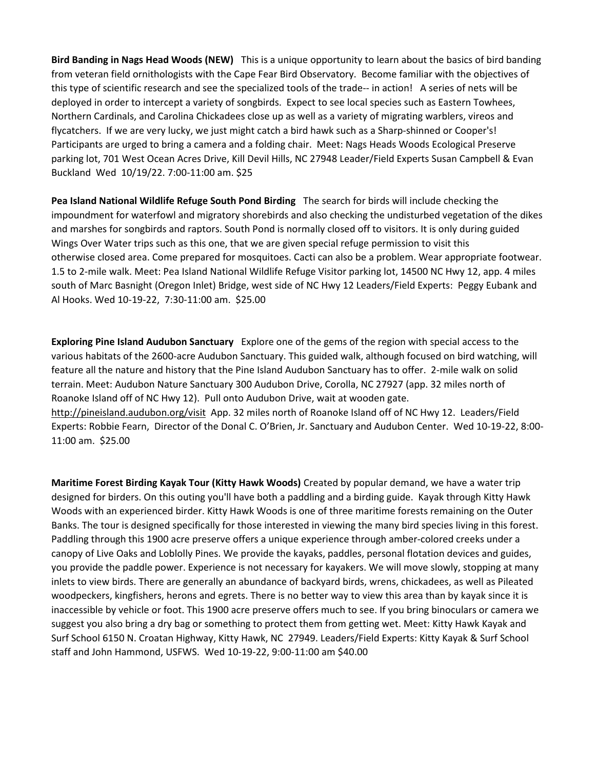**Bird Banding in Nags Head Woods (NEW)** This is a unique opportunity to learn about the basics of bird banding from veteran field ornithologists with the Cape Fear Bird Observatory. Become familiar with the objectives of this type of scientific research and see the specialized tools of the trade-- in action! A series of nets will be deployed in order to intercept a variety of songbirds. Expect to see local species such as Eastern Towhees, Northern Cardinals, and Carolina Chickadees close up as well as a variety of migrating warblers, vireos and flycatchers. If we are very lucky, we just might catch a bird hawk such as a Sharp-shinned or Cooper's! Participants are urged to bring a camera and a folding chair. Meet: Nags Heads Woods Ecological Preserve parking lot, 701 West Ocean Acres Drive, Kill Devil Hills, NC 27948 Leader/Field Experts Susan Campbell & Evan Buckland Wed 10/19/22. 7:00-11:00 am. $25

**Pea Island National Wildlife Refuge South Pond Birding** The search for birds will include checking the impoundment for waterfowl and migratory shorebirds and also checking the undisturbed vegetation of the dikes and marshes for songbirds and raptors. South Pond is normally closed off to visitors. It is only during guided Wings Over Water trips such as this one, that we are given special refuge permission to visit this otherwise closed area. Come prepared for mosquitoes. Cacti can also be a problem. Wear appropriate footwear. 1.5 to 2-mile walk. Meet: Pea Island National Wildlife Refuge Visitor parking lot, 14500 NC Hwy 12, app. 4 miles south of Marc Basnight (Oregon Inlet) Bridge, west side of NC Hwy 12 Leaders/Field Experts: Peggy Eubank and Al Hooks. Wed 10-19-22, 7:30-11:00 am. $25.00

**Exploring Pine Island Audubon Sanctuary** Explore one of the gems of the region with special access to the various habitats of the 2600-acre Audubon Sanctuary. This guided walk, although focused on bird watching, will feature all the nature and history that the Pine Island Audubon Sanctuary has to offer. 2-mile walk on solid terrain. Meet: Audubon Nature Sanctuary 300 Audubon Drive, Corolla, NC 27927 (app. 32 miles north of Roanoke Island off of NC Hwy 12). Pull onto Audubon Drive, wait at wooden gate. http://pineisland.audubon.org/visit App. 32 miles north of Roanoke Island off of NC Hwy 12. Leaders/Field Experts: Robbie Fearn, Director of the Donal C. O'Brien, Jr. Sanctuary and Audubon Center. Wed 10-19-22, 8:00-11:00 am. $25.00

**Maritime Forest Birding Kayak Tour (Kitty Hawk Woods)** Created by popular demand, we have a water trip designed for birders. On this outing you'll have both a paddling and a birding guide. Kayak through Kitty Hawk Woods with an experienced birder. Kitty Hawk Woods is one of three maritime forests remaining on the Outer Banks. The tour is designed specifically for those interested in viewing the many bird species living in this forest. Paddling through this 1900 acre preserve offers a unique experience through amber-colored creeks under a canopy of Live Oaks and Loblolly Pines. We provide the kayaks, paddles, personal flotation devices and guides, you provide the paddle power. Experience is not necessary for kayakers. We will move slowly, stopping at many inlets to view birds. There are generally an abundance of backyard birds, wrens, chickadees, as well as Pileated woodpeckers, kingfishers, herons and egrets. There is no better way to view this area than by kayak since it is inaccessible by vehicle or foot. This 1900 acre preserve offers much to see. If you bring binoculars or camera we suggest you also bring a dry bag or something to protect them from getting wet. Meet: Kitty Hawk Kayak and Surf School 6150 N. Croatan Highway, Kitty Hawk, NC 27949. Leaders/Field Experts: Kitty Kayak & Surf School staff and John Hammond, USFWS. Wed 10-19-22, 9:00-11:00 am $40.00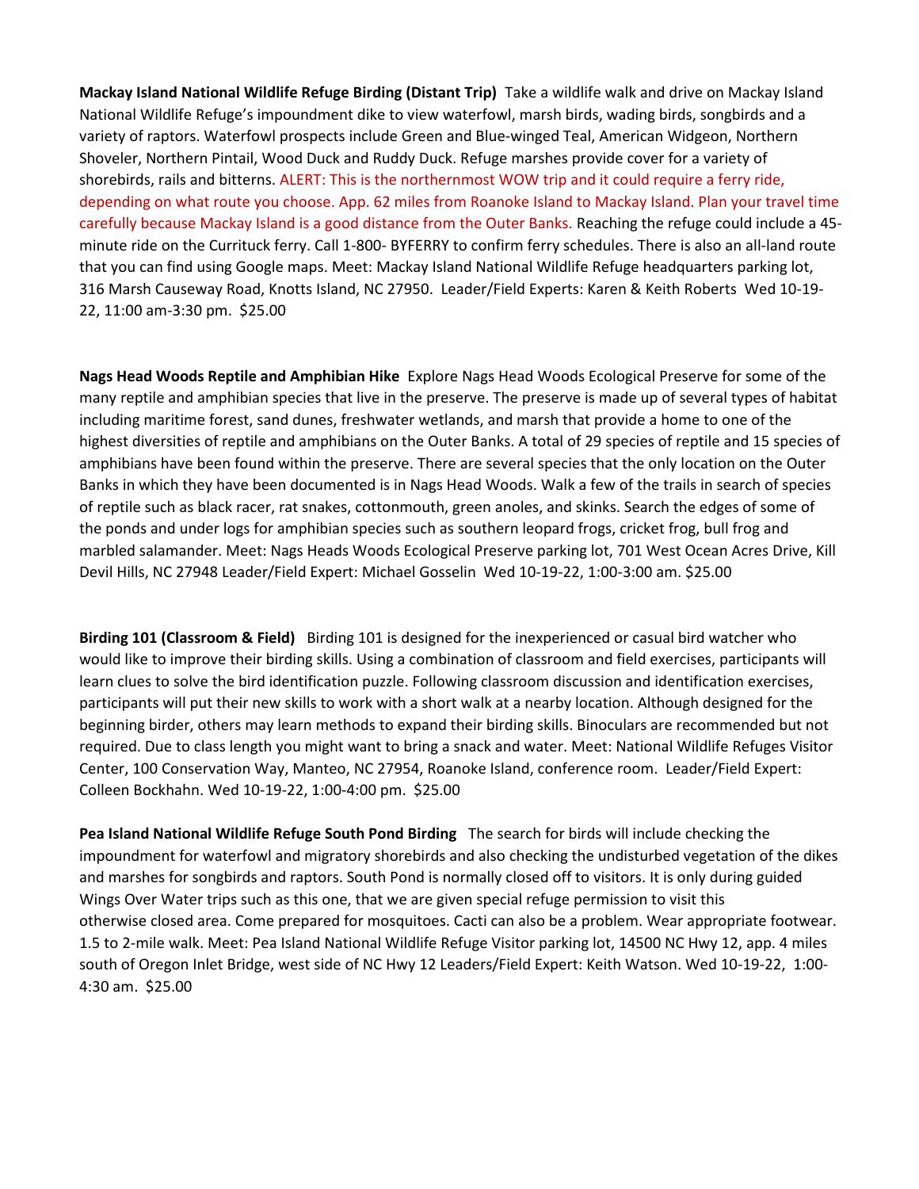**Mackay Island National Wildlife Refuge Birding (Distant Trip)** Take a wildlife walk and drive on Mackay Island National Wildlife Refuge's impoundment dike to view waterfowl, marsh birds, wading birds, songbirds and a variety of raptors. Waterfowl prospects include Green and Blue-winged Teal, American Widgeon, Northern Shoveler, Northern Pintail, Wood Duck and Ruddy Duck. Refuge marshes provide cover for a variety of shorebirds, rails and bitterns. ALERT: This is the northernmost WOW trip and it could require a ferry ride, depending on what route you choose. App. 62 miles from Roanoke Island to Mackay Island. Plan your travel time carefully because Mackay Island is a good distance from the Outer Banks. Reaching the refuge could include a 45-minute ride on the Currituck ferry. Call 1-800- BYFERRY to confirm ferry schedules. There is also an all-land route that you can find using Google maps. Meet: Mackay Island National Wildlife Refuge headquarters parking lot, 316 Marsh Causeway Road, Knotts Island, NC 27950. Leader/Field Experts: Karen & Keith Roberts Wed 10-19-22, 11:00 am-3:30 pm. $25.00

**Nags Head Woods Reptile and Amphibian Hike** Explore Nags Head Woods Ecological Preserve for some of the many reptile and amphibian species that live in the preserve. The preserve is made up of several types of habitat including maritime forest, sand dunes, freshwater wetlands, and marsh that provide a home to one of the highest diversities of reptile and amphibians on the Outer Banks. A total of 29 species of reptile and 15 species of amphibians have been found within the preserve. There are several species that the only location on the Outer Banks in which they have been documented is in Nags Head Woods. Walk a few of the trails in search of species of reptile such as black racer, rat snakes, cottonmouth, green anoles, and skinks. Search the edges of some of the ponds and under logs for amphibian species such as southern leopard frogs, cricket frog, bull frog and marbled salamander. Meet: Nags Heads Woods Ecological Preserve parking lot, 701 West Ocean Acres Drive, Kill Devil Hills, NC 27948 Leader/Field Expert: Michael Gosselin Wed 10-19-22, 1:00-3:00 am. $25.00

**Birding 101 (Classroom & Field)** Birding 101 is designed for the inexperienced or casual bird watcher who would like to improve their birding skills. Using a combination of classroom and field exercises, participants will learn clues to solve the bird identification puzzle. Following classroom discussion and identification exercises, participants will put their new skills to work with a short walk at a nearby location. Although designed for the beginning birder, others may learn methods to expand their birding skills. Binoculars are recommended but not required. Due to class length you might want to bring a snack and water. Meet: National Wildlife Refuges Visitor Center, 100 Conservation Way, Manteo, NC 27954, Roanoke Island, conference room. Leader/Field Expert: Colleen Bockhahn. Wed 10-19-22, 1:00-4:00 pm. $25.00

**Pea Island National Wildlife Refuge South Pond Birding** The search for birds will include checking the impoundment for waterfowl and migratory shorebirds and also checking the undisturbed vegetation of the dikes and marshes for songbirds and raptors. South Pond is normally closed off to visitors. It is only during guided Wings Over Water trips such as this one, that we are given special refuge permission to visit this otherwise closed area. Come prepared for mosquitoes. Cacti can also be a problem. Wear appropriate footwear. 1.5 to 2-mile walk. Meet: Pea Island National Wildlife Refuge Visitor parking lot, 14500 NC Hwy 12, app. 4 miles south of Oregon Inlet Bridge, west side of NC Hwy 12 Leaders/Field Expert: Keith Watson. Wed 10-19-22, 1:00-4:30 am. $25.00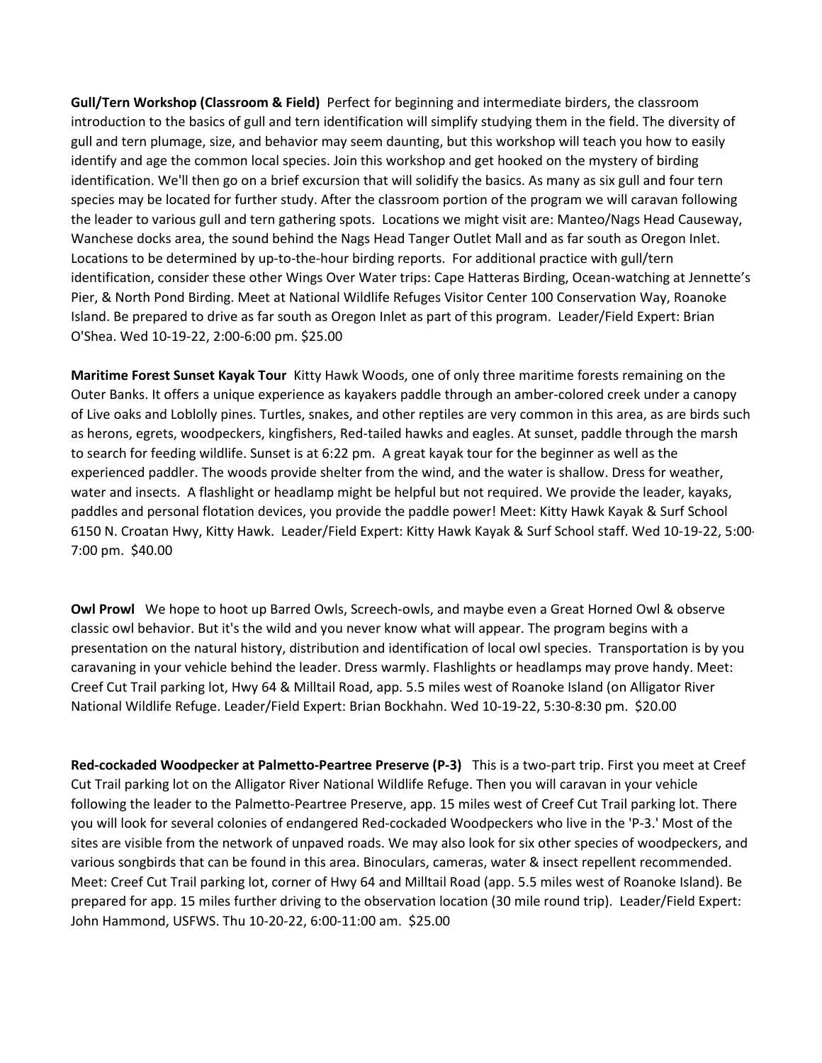**Gull/Tern Workshop (Classroom & Field)** Perfect for beginning and intermediate birders, the classroom introduction to the basics of gull and tern identification will simplify studying them in the field. The diversity of gull and tern plumage, size, and behavior may seem daunting, but this workshop will teach you how to easily identify and age the common local species. Join this workshop and get hooked on the mystery of birding identification. We'll then go on a brief excursion that will solidify the basics. As many as six gull and four tern species may be located for further study. After the classroom portion of the program we will caravan following the leader to various gull and tern gathering spots. Locations we might visit are: Manteo/Nags Head Causeway, Wanchese docks area, the sound behind the Nags Head Tanger Outlet Mall and as far south as Oregon Inlet. Locations to be determined by up-to-the-hour birding reports. For additional practice with gull/tern identification, consider these other Wings Over Water trips: Cape Hatteras Birding, Ocean-watching at Jennette's Pier, & North Pond Birding. Meet at National Wildlife Refuges Visitor Center 100 Conservation Way, Roanoke Island. Be prepared to drive as far south as Oregon Inlet as part of this program. Leader/Field Expert: Brian O'Shea. Wed 10-19-22, 2:00-6:00 pm. $25.00

**Maritime Forest Sunset Kayak Tour** Kitty Hawk Woods, one of only three maritime forests remaining on the Outer Banks. It offers a unique experience as kayakers paddle through an amber-colored creek under a canopy of Live oaks and Loblolly pines. Turtles, snakes, and other reptiles are very common in this area, as are birds such as herons, egrets, woodpeckers, kingfishers, Red-tailed hawks and eagles. At sunset, paddle through the marsh to search for feeding wildlife. Sunset is at 6:22 pm. A great kayak tour for the beginner as well as the experienced paddler. The woods provide shelter from the wind, and the water is shallow. Dress for weather, water and insects. A flashlight or headlamp might be helpful but not required. We provide the leader, kayaks, paddles and personal flotation devices, you provide the paddle power! Meet: Kitty Hawk Kayak & Surf School 6150 N. Croatan Hwy, Kitty Hawk. Leader/Field Expert: Kitty Hawk Kayak & Surf School staff. Wed 10-19-22, 5:00-7:00 pm. $40.00

**Owl Prowl** We hope to hoot up Barred Owls, Screech-owls, and maybe even a Great Horned Owl & observe classic owl behavior. But it's the wild and you never know what will appear. The program begins with a presentation on the natural history, distribution and identification of local owl species. Transportation is by you caravaning in your vehicle behind the leader. Dress warmly. Flashlights or headlamps may prove handy. Meet: Creef Cut Trail parking lot, Hwy 64 & Milltail Road, app. 5.5 miles west of Roanoke Island (on Alligator River National Wildlife Refuge. Leader/Field Expert: Brian Bockhahn. Wed 10-19-22, 5:30-8:30 pm. $20.00

**Red-cockaded Woodpecker at Palmetto-Peartree Preserve (P-3)** This is a two-part trip. First you meet at Creef Cut Trail parking lot on the Alligator River National Wildlife Refuge. Then you will caravan in your vehicle following the leader to the Palmetto-Peartree Preserve, app. 15 miles west of Creef Cut Trail parking lot. There you will look for several colonies of endangered Red-cockaded Woodpeckers who live in the 'P-3.' Most of the sites are visible from the network of unpaved roads. We may also look for six other species of woodpeckers, and various songbirds that can be found in this area. Binoculars, cameras, water & insect repellent recommended. Meet: Creef Cut Trail parking lot, corner of Hwy 64 and Milltail Road (app. 5.5 miles west of Roanoke Island). Be prepared for app. 15 miles further driving to the observation location (30 mile round trip). Leader/Field Expert: John Hammond, USFWS. Thu 10-20-22, 6:00-11:00 am. $25.00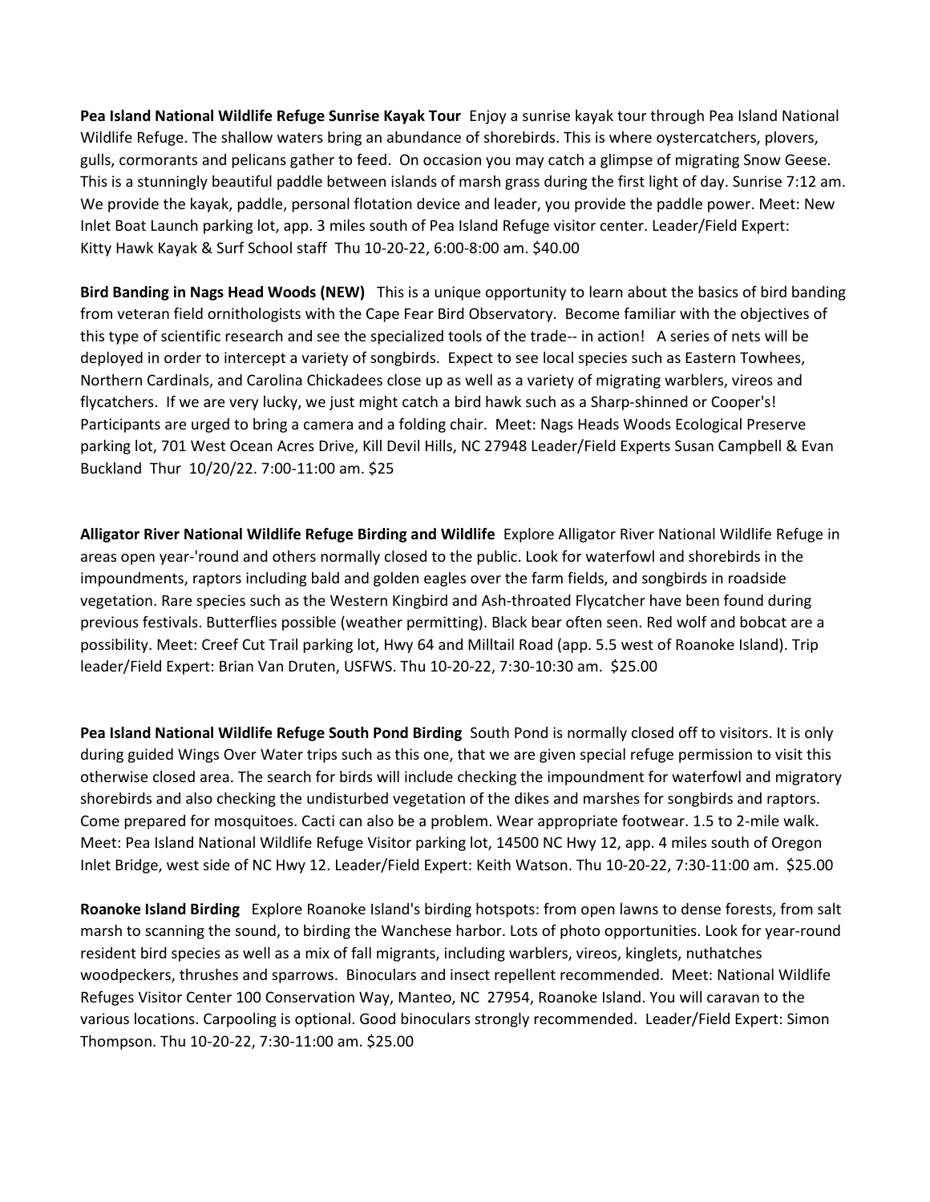**Pea Island National Wildlife Refuge Sunrise Kayak Tour** Enjoy a sunrise kayak tour through Pea Island National Wildlife Refuge. The shallow waters bring an abundance of shorebirds. This is where oystercatchers, plovers, gulls, cormorants and pelicans gather to feed. On occasion you may catch a glimpse of migrating Snow Geese. This is a stunningly beautiful paddle between islands of marsh grass during the first light of day. Sunrise 7:12 am. We provide the kayak, paddle, personal flotation device and leader, you provide the paddle power. Meet: New Inlet Boat Launch parking lot, app. 3 miles south of Pea Island Refuge visitor center. Leader/Field Expert: Kitty Hawk Kayak & Surf School staff Thu 10-20-22, 6:00-8:00 am. $40.00

**Bird Banding in Nags Head Woods (NEW)** This is a unique opportunity to learn about the basics of bird banding from veteran field ornithologists with the Cape Fear Bird Observatory. Become familiar with the objectives of this type of scientific research and see the specialized tools of the trade-- in action! A series of nets will be deployed in order to intercept a variety of songbirds. Expect to see local species such as Eastern Towhees, Northern Cardinals, and Carolina Chickadees close up as well as a variety of migrating warblers, vireos and flycatchers. If we are very lucky, we just might catch a bird hawk such as a Sharp-shinned or Cooper's! Participants are urged to bring a camera and a folding chair. Meet: Nags Heads Woods Ecological Preserve parking lot, 701 West Ocean Acres Drive, Kill Devil Hills, NC 27948 Leader/Field Experts Susan Campbell & Evan Buckland Thur 10/20/22. 7:00-11:00 am. $25

**Alligator River National Wildlife Refuge Birding and Wildlife** Explore Alligator River National Wildlife Refuge in areas open year-'round and others normally closed to the public. Look for waterfowl and shorebirds in the impoundments, raptors including bald and golden eagles over the farm fields, and songbirds in roadside vegetation. Rare species such as the Western Kingbird and Ash-throated Flycatcher have been found during previous festivals. Butterflies possible (weather permitting). Black bear often seen. Red wolf and bobcat are a possibility. Meet: Creef Cut Trail parking lot, Hwy 64 and Milltail Road (app. 5.5 west of Roanoke Island). Trip leader/Field Expert: Brian Van Druten, USFWS. Thu 10-20-22, 7:30-10:30 am. $25.00

**Pea Island National Wildlife Refuge South Pond Birding** South Pond is normally closed off to visitors. It is only during guided Wings Over Water trips such as this one, that we are given special refuge permission to visit this otherwise closed area. The search for birds will include checking the impoundment for waterfowl and migratory shorebirds and also checking the undisturbed vegetation of the dikes and marshes for songbirds and raptors. Come prepared for mosquitoes. Cacti can also be a problem. Wear appropriate footwear. 1.5 to 2-mile walk. Meet: Pea Island National Wildlife Refuge Visitor parking lot, 14500 NC Hwy 12, app. 4 miles south of Oregon Inlet Bridge, west side of NC Hwy 12. Leader/Field Expert: Keith Watson. Thu 10-20-22, 7:30-11:00 am. $25.00

**Roanoke Island Birding** Explore Roanoke Island's birding hotspots: from open lawns to dense forests, from salt marsh to scanning the sound, to birding the Wanchese harbor. Lots of photo opportunities. Look for year-round resident bird species as well as a mix of fall migrants, including warblers, vireos, kinglets, nuthatches woodpeckers, thrushes and sparrows. Binoculars and insect repellent recommended. Meet: National Wildlife Refuges Visitor Center 100 Conservation Way, Manteo, NC 27954, Roanoke Island. You will caravan to the various locations. Carpooling is optional. Good binoculars strongly recommended. Leader/Field Expert: Simon Thompson. Thu 10-20-22, 7:30-11:00 am. $25.00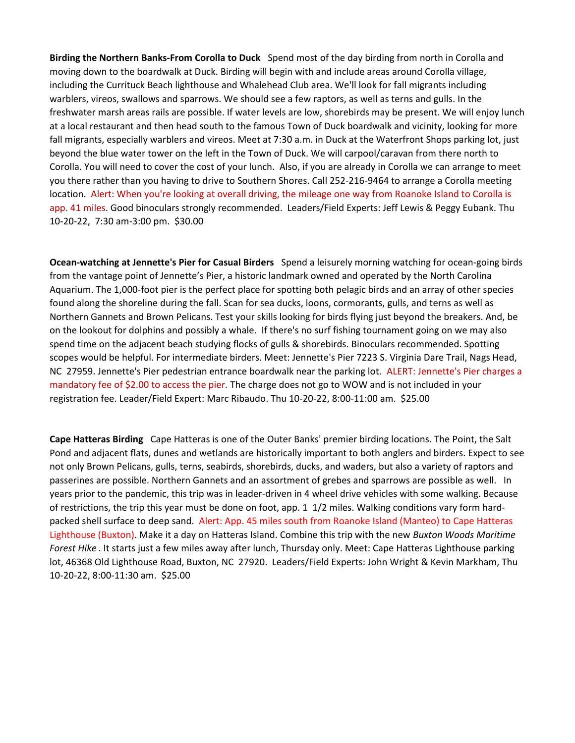**Birding the Northern Banks-From Corolla to Duck** Spend most of the day birding from north in Corolla and moving down to the boardwalk at Duck. Birding will begin with and include areas around Corolla village, including the Currituck Beach lighthouse and Whalehead Club area. We'll look for fall migrants including warblers, vireos, swallows and sparrows. We should see a few raptors, as well as terns and gulls. In the freshwater marsh areas rails are possible. If water levels are low, shorebirds may be present. We will enjoy lunch at a local restaurant and then head south to the famous Town of Duck boardwalk and vicinity, looking for more fall migrants, especially warblers and vireos. Meet at 7:30 a.m. in Duck at the Waterfront Shops parking lot, just beyond the blue water tower on the left in the Town of Duck. We will carpool/caravan from there north to Corolla. You will need to cover the cost of your lunch. Also, if you are already in Corolla we can arrange to meet you there rather than you having to drive to Southern Shores. Call 252-216-9464 to arrange a Corolla meeting location. Alert: When you're looking at overall driving, the mileage one way from Roanoke Island to Corolla is app. 41 miles. Good binoculars strongly recommended. Leaders/Field Experts: Jeff Lewis & Peggy Eubank. Thu 10-20-22, 7:30 am-3:00 pm. $30.00

**Ocean-watching at Jennette's Pier for Casual Birders** Spend a leisurely morning watching for ocean-going birds from the vantage point of Jennette's Pier, a historic landmark owned and operated by the North Carolina Aquarium. The 1,000-foot pier is the perfect place for spotting both pelagic birds and an array of other species found along the shoreline during the fall. Scan for sea ducks, loons, cormorants, gulls, and terns as well as Northern Gannets and Brown Pelicans. Test your skills looking for birds flying just beyond the breakers. And, be on the lookout for dolphins and possibly a whale. If there's no surf fishing tournament going on we may also spend time on the adjacent beach studying flocks of gulls & shorebirds. Binoculars recommended. Spotting scopes would be helpful. For intermediate birders. Meet: Jennette's Pier 7223 S. Virginia Dare Trail, Nags Head, NC 27959. Jennette's Pier pedestrian entrance boardwalk near the parking lot. ALERT: Jennette's Pier charges a mandatory fee of $2.00 to access the pier. The charge does not go to WOW and is not included in your registration fee. Leader/Field Expert: Marc Ribaudo. Thu 10-20-22, 8:00-11:00 am. $25.00

**Cape Hatteras Birding** Cape Hatteras is one of the Outer Banks' premier birding locations. The Point, the Salt Pond and adjacent flats, dunes and wetlands are historically important to both anglers and birders. Expect to see not only Brown Pelicans, gulls, terns, seabirds, shorebirds, ducks, and waders, but also a variety of raptors and passerines are possible. Northern Gannets and an assortment of grebes and sparrows are possible as well. In years prior to the pandemic, this trip was in leader-driven in 4 wheel drive vehicles with some walking. Because of restrictions, the trip this year must be done on foot, app. 1 1/2 miles. Walking conditions vary form hard-packed shell surface to deep sand. Alert: App. 45 miles south from Roanoke Island (Manteo) to Cape Hatteras Lighthouse (Buxton). Make it a day on Hatteras Island. Combine this trip with the new *Buxton Woods Maritime Forest Hike* . It starts just a few miles away after lunch, Thursday only. Meet: Cape Hatteras Lighthouse parking lot, 46368 Old Lighthouse Road, Buxton, NC 27920. Leaders/Field Experts: John Wright & Kevin Markham, Thu 10-20-22, 8:00-11:30 am. $25.00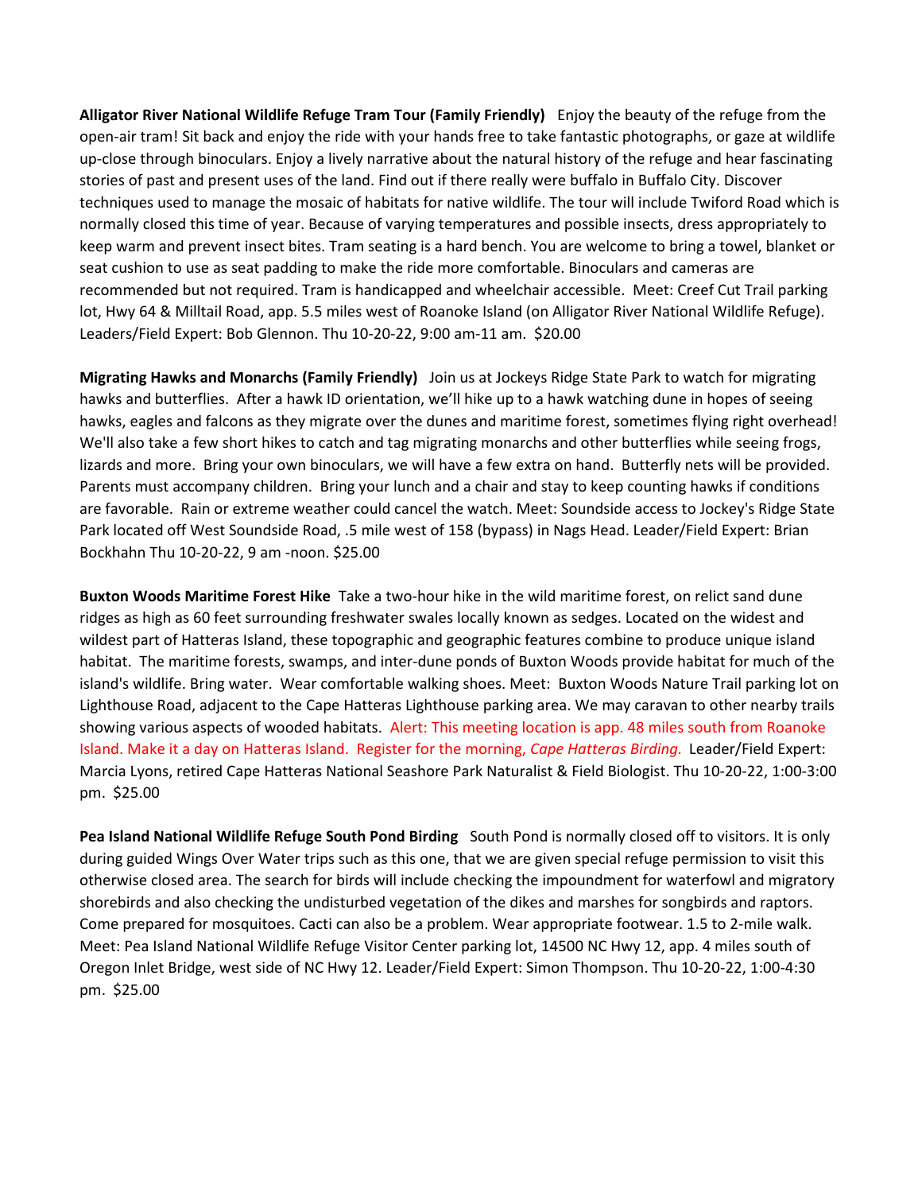**Alligator River National Wildlife Refuge Tram Tour (Family Friendly)** Enjoy the beauty of the refuge from the open-air tram! Sit back and enjoy the ride with your hands free to take fantastic photographs, or gaze at wildlife up-close through binoculars. Enjoy a lively narrative about the natural history of the refuge and hear fascinating stories of past and present uses of the land. Find out if there really were buffalo in Buffalo City. Discover techniques used to manage the mosaic of habitats for native wildlife. The tour will include Twiford Road which is normally closed this time of year. Because of varying temperatures and possible insects, dress appropriately to keep warm and prevent insect bites. Tram seating is a hard bench. You are welcome to bring a towel, blanket or seat cushion to use as seat padding to make the ride more comfortable. Binoculars and cameras are recommended but not required. Tram is handicapped and wheelchair accessible. Meet: Creef Cut Trail parking lot, Hwy 64 & Milltail Road, app. 5.5 miles west of Roanoke Island (on Alligator River National Wildlife Refuge). Leaders/Field Expert: Bob Glennon. Thu 10-20-22, 9:00 am-11 am. $20.00

**Migrating Hawks and Monarchs (Family Friendly)** Join us at Jockeys Ridge State Park to watch for migrating hawks and butterflies. After a hawk ID orientation, we'll hike up to a hawk watching dune in hopes of seeing hawks, eagles and falcons as they migrate over the dunes and maritime forest, sometimes flying right overhead! We'll also take a few short hikes to catch and tag migrating monarchs and other butterflies while seeing frogs, lizards and more. Bring your own binoculars, we will have a few extra on hand. Butterfly nets will be provided. Parents must accompany children. Bring your lunch and a chair and stay to keep counting hawks if conditions are favorable. Rain or extreme weather could cancel the watch. Meet: Soundside access to Jockey's Ridge State Park located off West Soundside Road, .5 mile west of 158 (bypass) in Nags Head. Leader/Field Expert: Brian Bockhahn Thu 10-20-22, 9 am -noon. $25.00

**Buxton Woods Maritime Forest Hike** Take a two-hour hike in the wild maritime forest, on relict sand dune ridges as high as 60 feet surrounding freshwater swales locally known as sedges. Located on the widest and wildest part of Hatteras Island, these topographic and geographic features combine to produce unique island habitat. The maritime forests, swamps, and inter-dune ponds of Buxton Woods provide habitat for much of the island's wildlife. Bring water. Wear comfortable walking shoes. Meet: Buxton Woods Nature Trail parking lot on Lighthouse Road, adjacent to the Cape Hatteras Lighthouse parking area. We may caravan to other nearby trails showing various aspects of wooded habitats. Alert: This meeting location is app. 48 miles south from Roanoke Island. Make it a day on Hatteras Island. Register for the morning, *Cape Hatteras Birding.* Leader/Field Expert: Marcia Lyons, retired Cape Hatteras National Seashore Park Naturalist & Field Biologist. Thu 10-20-22, 1:00-3:00 pm. $25.00

**Pea Island National Wildlife Refuge South Pond Birding** South Pond is normally closed off to visitors. It is only during guided Wings Over Water trips such as this one, that we are given special refuge permission to visit this otherwise closed area. The search for birds will include checking the impoundment for waterfowl and migratory shorebirds and also checking the undisturbed vegetation of the dikes and marshes for songbirds and raptors. Come prepared for mosquitoes. Cacti can also be a problem. Wear appropriate footwear. 1.5 to 2-mile walk. Meet: Pea Island National Wildlife Refuge Visitor Center parking lot, 14500 NC Hwy 12, app. 4 miles south of Oregon Inlet Bridge, west side of NC Hwy 12. Leader/Field Expert: Simon Thompson. Thu 10-20-22, 1:00-4:30 pm. $25.00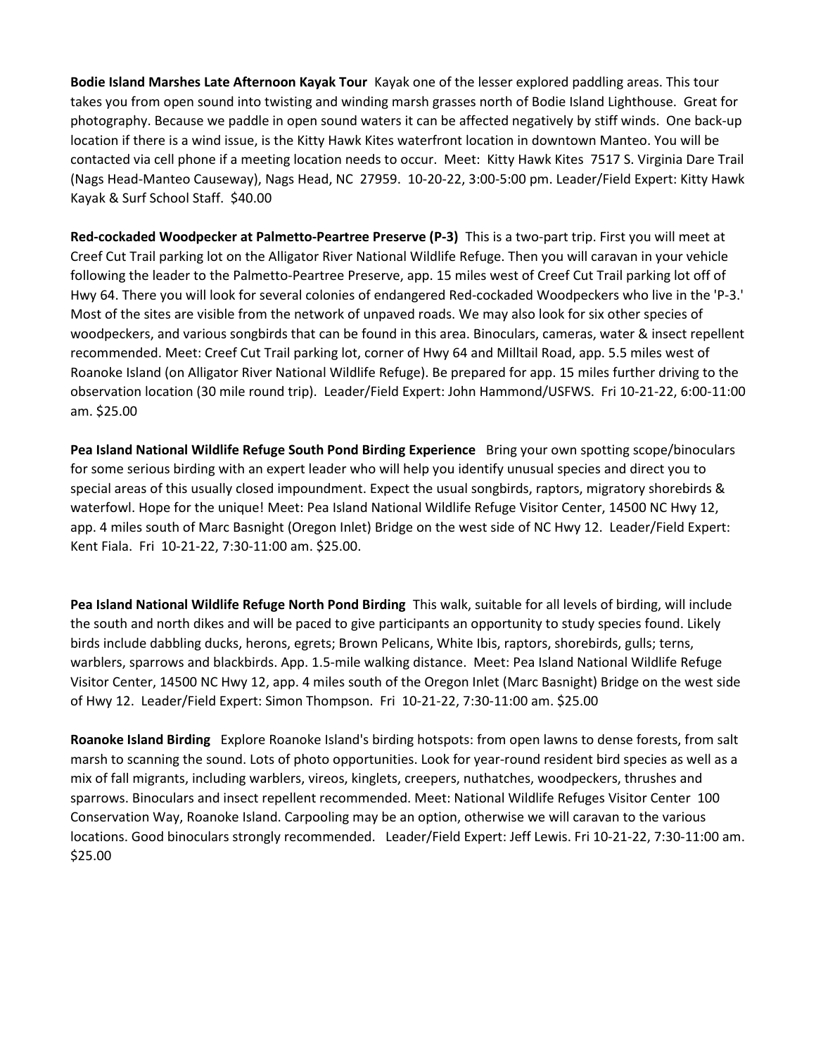**Bodie Island Marshes Late Afternoon Kayak Tour** Kayak one of the lesser explored paddling areas. This tour takes you from open sound into twisting and winding marsh grasses north of Bodie Island Lighthouse. Great for photography. Because we paddle in open sound waters it can be affected negatively by stiff winds. One back-up location if there is a wind issue, is the Kitty Hawk Kites waterfront location in downtown Manteo. You will be contacted via cell phone if a meeting location needs to occur. Meet: Kitty Hawk Kites 7517 S. Virginia Dare Trail (Nags Head-Manteo Causeway), Nags Head, NC 27959. 10-20-22, 3:00-5:00 pm. Leader/Field Expert: Kitty Hawk Kayak & Surf School Staff. $40.00

**Red-cockaded Woodpecker at Palmetto-Peartree Preserve (P-3)** This is a two-part trip. First you will meet at Creef Cut Trail parking lot on the Alligator River National Wildlife Refuge. Then you will caravan in your vehicle following the leader to the Palmetto-Peartree Preserve, app. 15 miles west of Creef Cut Trail parking lot off of Hwy 64. There you will look for several colonies of endangered Red-cockaded Woodpeckers who live in the 'P-3.' Most of the sites are visible from the network of unpaved roads. We may also look for six other species of woodpeckers, and various songbirds that can be found in this area. Binoculars, cameras, water & insect repellent recommended. Meet: Creef Cut Trail parking lot, corner of Hwy 64 and Milltail Road, app. 5.5 miles west of Roanoke Island (on Alligator River National Wildlife Refuge). Be prepared for app. 15 miles further driving to the observation location (30 mile round trip). Leader/Field Expert: John Hammond/USFWS. Fri 10-21-22, 6:00-11:00 am. $25.00

**Pea Island National Wildlife Refuge South Pond Birding Experience** Bring your own spotting scope/binoculars for some serious birding with an expert leader who will help you identify unusual species and direct you to special areas of this usually closed impoundment. Expect the usual songbirds, raptors, migratory shorebirds & waterfowl. Hope for the unique! Meet: Pea Island National Wildlife Refuge Visitor Center, 14500 NC Hwy 12, app. 4 miles south of Marc Basnight (Oregon Inlet) Bridge on the west side of NC Hwy 12. Leader/Field Expert: Kent Fiala. Fri 10-21-22, 7:30-11:00 am. $25.00.

**Pea Island National Wildlife Refuge North Pond Birding** This walk, suitable for all levels of birding, will include the south and north dikes and will be paced to give participants an opportunity to study species found. Likely birds include dabbling ducks, herons, egrets; Brown Pelicans, White Ibis, raptors, shorebirds, gulls; terns, warblers, sparrows and blackbirds. App. 1.5-mile walking distance. Meet: Pea Island National Wildlife Refuge Visitor Center, 14500 NC Hwy 12, app. 4 miles south of the Oregon Inlet (Marc Basnight) Bridge on the west side of Hwy 12. Leader/Field Expert: Simon Thompson. Fri 10-21-22, 7:30-11:00 am. $25.00

**Roanoke Island Birding** Explore Roanoke Island's birding hotspots: from open lawns to dense forests, from salt marsh to scanning the sound. Lots of photo opportunities. Look for year-round resident bird species as well as a mix of fall migrants, including warblers, vireos, kinglets, creepers, nuthatches, woodpeckers, thrushes and sparrows. Binoculars and insect repellent recommended. Meet: National Wildlife Refuges Visitor Center 100 Conservation Way, Roanoke Island. Carpooling may be an option, otherwise we will caravan to the various locations. Good binoculars strongly recommended. Leader/Field Expert: Jeff Lewis. Fri 10-21-22, 7:30-11:00 am. $25.00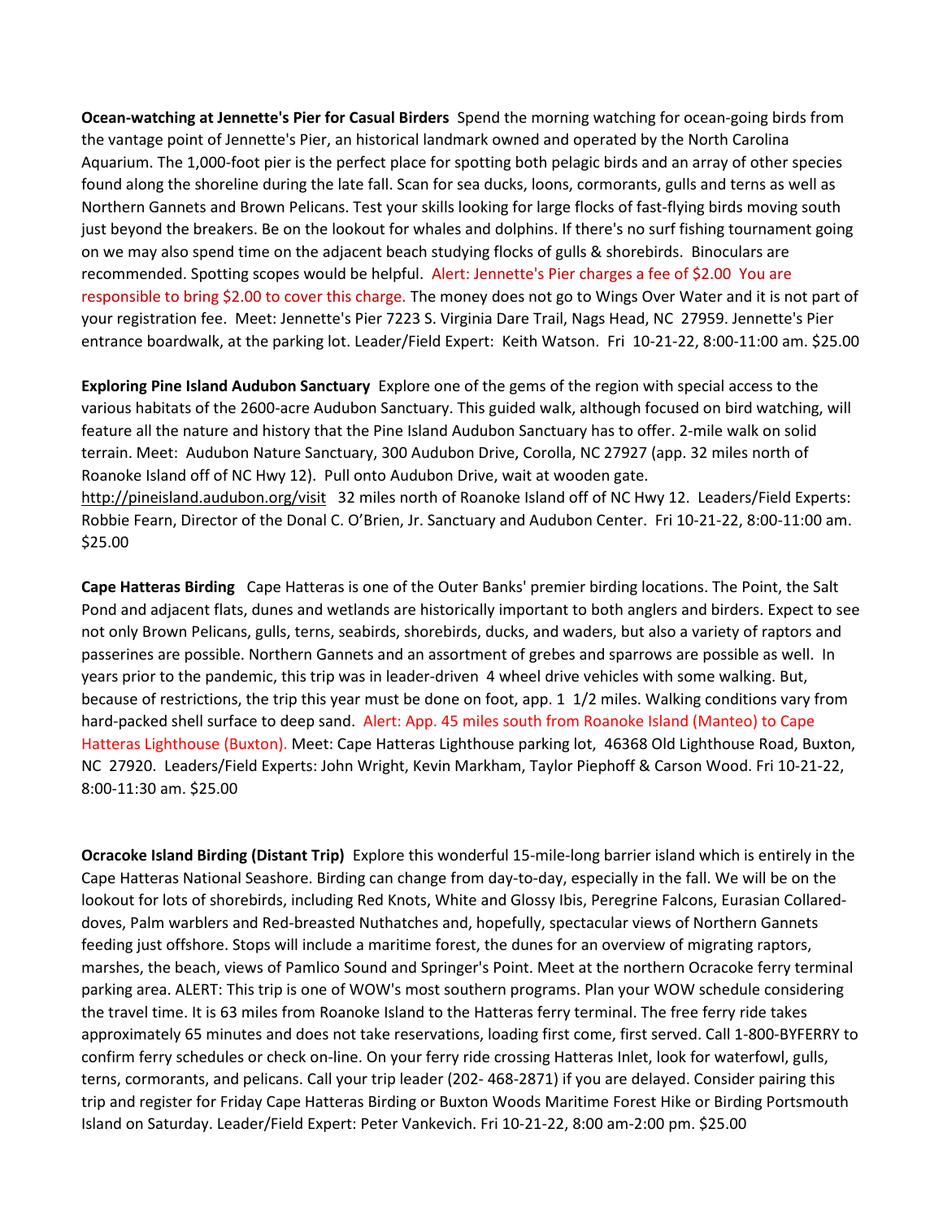**Ocean-watching at Jennette's Pier for Casual Birders** Spend the morning watching for ocean-going birds from the vantage point of Jennette's Pier, an historical landmark owned and operated by the North Carolina Aquarium. The 1,000-foot pier is the perfect place for spotting both pelagic birds and an array of other species found along the shoreline during the late fall. Scan for sea ducks, loons, cormorants, gulls and terns as well as Northern Gannets and Brown Pelicans. Test your skills looking for large flocks of fast-flying birds moving south just beyond the breakers. Be on the lookout for whales and dolphins. If there's no surf fishing tournament going on we may also spend time on the adjacent beach studying flocks of gulls & shorebirds. Binoculars are recommended. Spotting scopes would be helpful. Alert: Jennette's Pier charges a fee of $2.00 You are responsible to bring $2.00 to cover this charge. The money does not go to Wings Over Water and it is not part of your registration fee. Meet: Jennette's Pier 7223 S. Virginia Dare Trail, Nags Head, NC 27959. Jennette's Pier entrance boardwalk, at the parking lot. Leader/Field Expert: Keith Watson. Fri 10-21-22, 8:00-11:00 am. $25.00

**Exploring Pine Island Audubon Sanctuary** Explore one of the gems of the region with special access to the various habitats of the 2600-acre Audubon Sanctuary. This guided walk, although focused on bird watching, will feature all the nature and history that the Pine Island Audubon Sanctuary has to offer. 2-mile walk on solid terrain. Meet: Audubon Nature Sanctuary, 300 Audubon Drive, Corolla, NC 27927 (app. 32 miles north of Roanoke Island off of NC Hwy 12). Pull onto Audubon Drive, wait at wooden gate. http://pineisland.audubon.org/visit 32 miles north of Roanoke Island off of NC Hwy 12. Leaders/Field Experts: Robbie Fearn, Director of the Donal C. O'Brien, Jr. Sanctuary and Audubon Center. Fri 10-21-22, 8:00-11:00 am. $25.00

**Cape Hatteras Birding** Cape Hatteras is one of the Outer Banks' premier birding locations. The Point, the Salt Pond and adjacent flats, dunes and wetlands are historically important to both anglers and birders. Expect to see not only Brown Pelicans, gulls, terns, seabirds, shorebirds, ducks, and waders, but also a variety of raptors and passerines are possible. Northern Gannets and an assortment of grebes and sparrows are possible as well. In years prior to the pandemic, this trip was in leader-driven 4 wheel drive vehicles with some walking. But, because of restrictions, the trip this year must be done on foot, app. 1 1/2 miles. Walking conditions vary from hard-packed shell surface to deep sand. Alert: App. 45 miles south from Roanoke Island (Manteo) to Cape Hatteras Lighthouse (Buxton). Meet: Cape Hatteras Lighthouse parking lot, 46368 Old Lighthouse Road, Buxton, NC 27920. Leaders/Field Experts: John Wright, Kevin Markham, Taylor Piephoff & Carson Wood. Fri 10-21-22, 8:00-11:30 am. $25.00

**Ocracoke Island Birding (Distant Trip)** Explore this wonderful 15-mile-long barrier island which is entirely in the Cape Hatteras National Seashore. Birding can change from day-to-day, especially in the fall. We will be on the lookout for lots of shorebirds, including Red Knots, White and Glossy Ibis, Peregrine Falcons, Eurasian Collared-doves, Palm warblers and Red-breasted Nuthatches and, hopefully, spectacular views of Northern Gannets feeding just offshore. Stops will include a maritime forest, the dunes for an overview of migrating raptors, marshes, the beach, views of Pamlico Sound and Springer's Point. Meet at the northern Ocracoke ferry terminal parking area. ALERT: This trip is one of WOW's most southern programs. Plan your WOW schedule considering the travel time. It is 63 miles from Roanoke Island to the Hatteras ferry terminal. The free ferry ride takes approximately 65 minutes and does not take reservations, loading first come, first served. Call 1-800-BYFERRY to confirm ferry schedules or check on-line. On your ferry ride crossing Hatteras Inlet, look for waterfowl, gulls, terns, cormorants, and pelicans. Call your trip leader (202- 468-2871) if you are delayed. Consider pairing this trip and register for Friday Cape Hatteras Birding or Buxton Woods Maritime Forest Hike or Birding Portsmouth Island on Saturday. Leader/Field Expert: Peter Vankevich. Fri 10-21-22, 8:00 am-2:00 pm. $25.00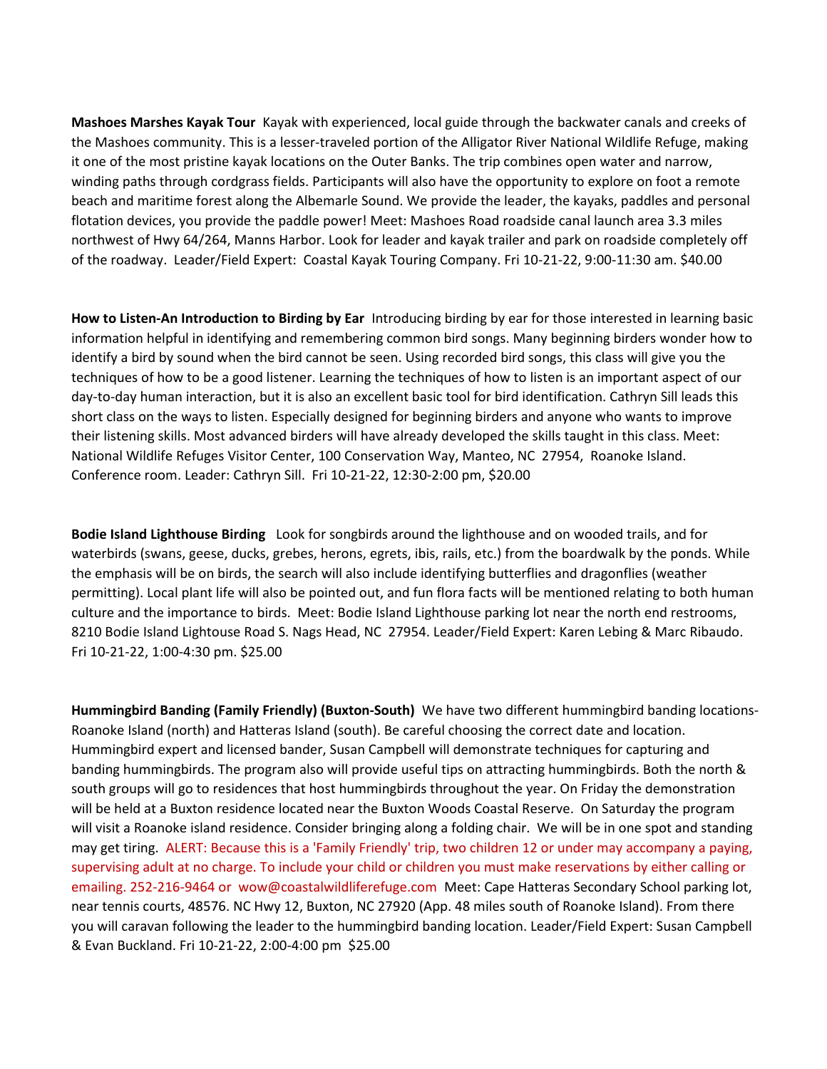**Mashoes Marshes Kayak Tour** Kayak with experienced, local guide through the backwater canals and creeks of the Mashoes community. This is a lesser-traveled portion of the Alligator River National Wildlife Refuge, making it one of the most pristine kayak locations on the Outer Banks. The trip combines open water and narrow, winding paths through cordgrass fields. Participants will also have the opportunity to explore on foot a remote beach and maritime forest along the Albemarle Sound. We provide the leader, the kayaks, paddles and personal flotation devices, you provide the paddle power! Meet: Mashoes Road roadside canal launch area 3.3 miles northwest of Hwy 64/264, Manns Harbor. Look for leader and kayak trailer and park on roadside completely off of the roadway. Leader/Field Expert: Coastal Kayak Touring Company. Fri 10-21-22, 9:00-11:30 am. $40.00

**How to Listen-An Introduction to Birding by Ear** Introducing birding by ear for those interested in learning basic information helpful in identifying and remembering common bird songs. Many beginning birders wonder how to identify a bird by sound when the bird cannot be seen. Using recorded bird songs, this class will give you the techniques of how to be a good listener. Learning the techniques of how to listen is an important aspect of our day-to-day human interaction, but it is also an excellent basic tool for bird identification. Cathryn Sill leads this short class on the ways to listen. Especially designed for beginning birders and anyone who wants to improve their listening skills. Most advanced birders will have already developed the skills taught in this class. Meet: National Wildlife Refuges Visitor Center, 100 Conservation Way, Manteo, NC 27954, Roanoke Island. Conference room. Leader: Cathryn Sill. Fri 10-21-22, 12:30-2:00 pm, $20.00

**Bodie Island Lighthouse Birding** Look for songbirds around the lighthouse and on wooded trails, and for waterbirds (swans, geese, ducks, grebes, herons, egrets, ibis, rails, etc.) from the boardwalk by the ponds. While the emphasis will be on birds, the search will also include identifying butterflies and dragonflies (weather permitting). Local plant life will also be pointed out, and fun flora facts will be mentioned relating to both human culture and the importance to birds. Meet: Bodie Island Lighthouse parking lot near the north end restrooms, 8210 Bodie Island Lightouse Road S. Nags Head, NC 27954. Leader/Field Expert: Karen Lebing & Marc Ribaudo. Fri 10-21-22, 1:00-4:30 pm. $25.00

**Hummingbird Banding (Family Friendly) (Buxton-South)** We have two different hummingbird banding locations- Roanoke Island (north) and Hatteras Island (south). Be careful choosing the correct date and location. Hummingbird expert and licensed bander, Susan Campbell will demonstrate techniques for capturing and banding hummingbirds. The program also will provide useful tips on attracting hummingbirds. Both the north & south groups will go to residences that host hummingbirds throughout the year. On Friday the demonstration will be held at a Buxton residence located near the Buxton Woods Coastal Reserve. On Saturday the program will visit a Roanoke island residence. Consider bringing along a folding chair. We will be in one spot and standing may get tiring. ALERT: Because this is a 'Family Friendly' trip, two children 12 or under may accompany a paying, supervising adult at no charge. To include your child or children you must make reservations by either calling or emailing. 252-216-9464 or wow@coastalwildliferefuge.com Meet: Cape Hatteras Secondary School parking lot, near tennis courts, 48576. NC Hwy 12, Buxton, NC 27920 (App. 48 miles south of Roanoke Island). From there you will caravan following the leader to the hummingbird banding location. Leader/Field Expert: Susan Campbell & Evan Buckland. Fri 10-21-22, 2:00-4:00 pm $25.00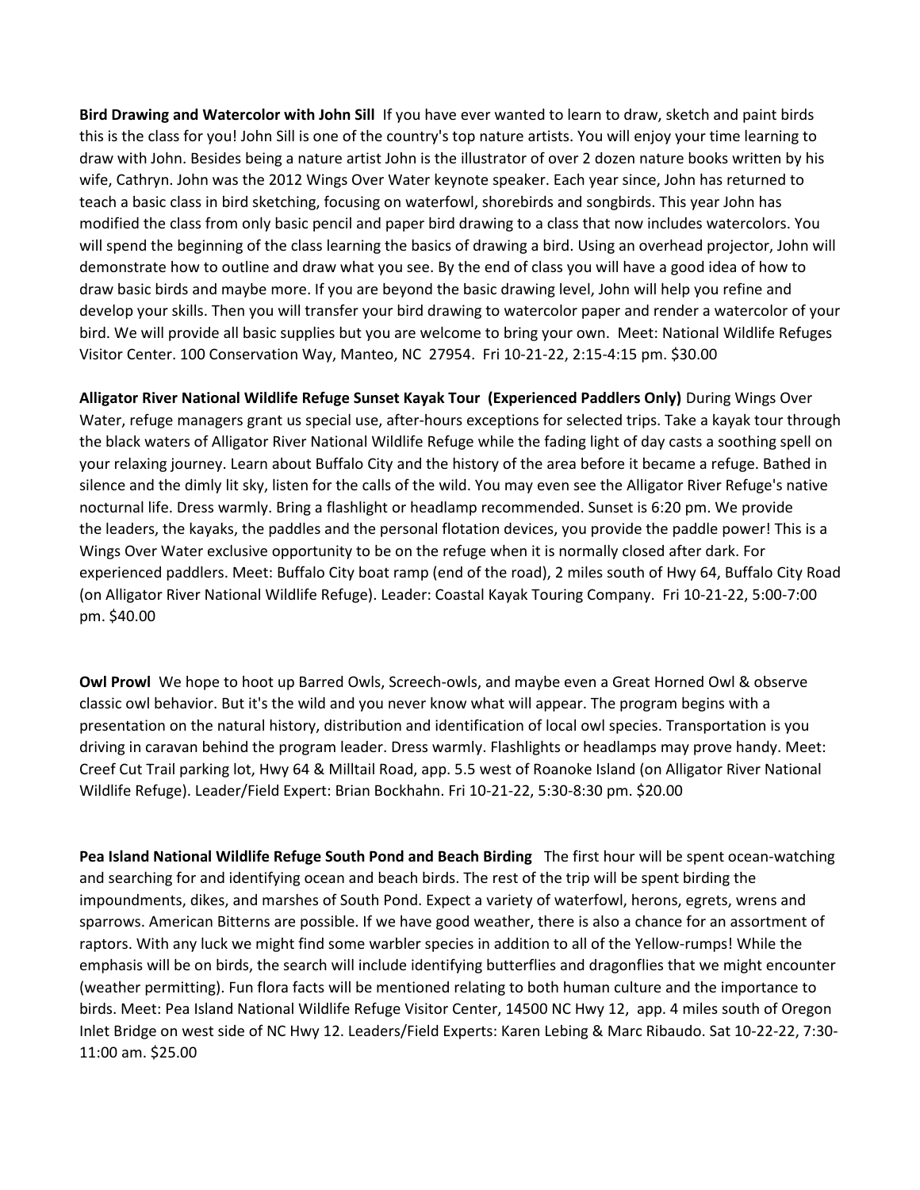**Bird Drawing and Watercolor with John Sill** If you have ever wanted to learn to draw, sketch and paint birds this is the class for you! John Sill is one of the country's top nature artists. You will enjoy your time learning to draw with John. Besides being a nature artist John is the illustrator of over 2 dozen nature books written by his wife, Cathryn. John was the 2012 Wings Over Water keynote speaker. Each year since, John has returned to teach a basic class in bird sketching, focusing on waterfowl, shorebirds and songbirds. This year John has modified the class from only basic pencil and paper bird drawing to a class that now includes watercolors. You will spend the beginning of the class learning the basics of drawing a bird. Using an overhead projector, John will demonstrate how to outline and draw what you see. By the end of class you will have a good idea of how to draw basic birds and maybe more. If you are beyond the basic drawing level, John will help you refine and develop your skills. Then you will transfer your bird drawing to watercolor paper and render a watercolor of your bird. We will provide all basic supplies but you are welcome to bring your own. Meet: National Wildlife Refuges Visitor Center. 100 Conservation Way, Manteo, NC 27954. Fri 10-21-22, 2:15-4:15 pm. $30.00

**Alligator River National Wildlife Refuge Sunset Kayak Tour (Experienced Paddlers Only)** During Wings Over Water, refuge managers grant us special use, after-hours exceptions for selected trips. Take a kayak tour through the black waters of Alligator River National Wildlife Refuge while the fading light of day casts a soothing spell on your relaxing journey. Learn about Buffalo City and the history of the area before it became a refuge. Bathed in silence and the dimly lit sky, listen for the calls of the wild. You may even see the Alligator River Refuge's native nocturnal life. Dress warmly. Bring a flashlight or headlamp recommended. Sunset is 6:20 pm. We provide the leaders, the kayaks, the paddles and the personal flotation devices, you provide the paddle power! This is a Wings Over Water exclusive opportunity to be on the refuge when it is normally closed after dark. For experienced paddlers. Meet: Buffalo City boat ramp (end of the road), 2 miles south of Hwy 64, Buffalo City Road (on Alligator River National Wildlife Refuge). Leader: Coastal Kayak Touring Company. Fri 10-21-22, 5:00-7:00 pm. $40.00

**Owl Prowl** We hope to hoot up Barred Owls, Screech-owls, and maybe even a Great Horned Owl & observe classic owl behavior. But it's the wild and you never know what will appear. The program begins with a presentation on the natural history, distribution and identification of local owl species. Transportation is you driving in caravan behind the program leader. Dress warmly. Flashlights or headlamps may prove handy. Meet: Creef Cut Trail parking lot, Hwy 64 & Milltail Road, app. 5.5 west of Roanoke Island (on Alligator River National Wildlife Refuge). Leader/Field Expert: Brian Bockhahn. Fri 10-21-22, 5:30-8:30 pm. $20.00

**Pea Island National Wildlife Refuge South Pond and Beach Birding** The first hour will be spent ocean-watching and searching for and identifying ocean and beach birds. The rest of the trip will be spent birding the impoundments, dikes, and marshes of South Pond. Expect a variety of waterfowl, herons, egrets, wrens and sparrows. American Bitterns are possible. If we have good weather, there is also a chance for an assortment of raptors. With any luck we might find some warbler species in addition to all of the Yellow-rumps! While the emphasis will be on birds, the search will include identifying butterflies and dragonflies that we might encounter (weather permitting). Fun flora facts will be mentioned relating to both human culture and the importance to birds. Meet: Pea Island National Wildlife Refuge Visitor Center, 14500 NC Hwy 12, app. 4 miles south of Oregon Inlet Bridge on west side of NC Hwy 12. Leaders/Field Experts: Karen Lebing & Marc Ribaudo. Sat 10-22-22, 7:30-11:00 am. $25.00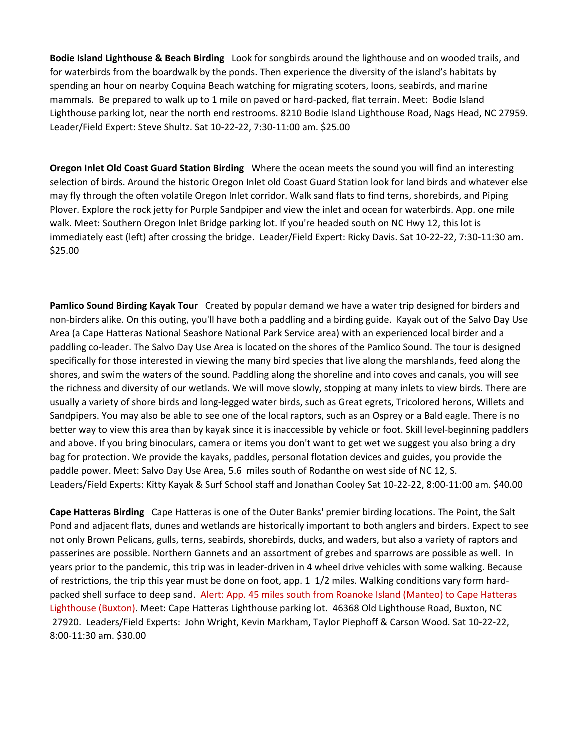**Bodie Island Lighthouse & Beach Birding** Look for songbirds around the lighthouse and on wooded trails, and for waterbirds from the boardwalk by the ponds. Then experience the diversity of the island's habitats by spending an hour on nearby Coquina Beach watching for migrating scoters, loons, seabirds, and marine mammals. Be prepared to walk up to 1 mile on paved or hard-packed, flat terrain. Meet: Bodie Island Lighthouse parking lot, near the north end restrooms. 8210 Bodie Island Lighthouse Road, Nags Head, NC 27959. Leader/Field Expert: Steve Shultz. Sat 10-22-22, 7:30-11:00 am. $25.00

**Oregon Inlet Old Coast Guard Station Birding** Where the ocean meets the sound you will find an interesting selection of birds. Around the historic Oregon Inlet old Coast Guard Station look for land birds and whatever else may fly through the often volatile Oregon Inlet corridor. Walk sand flats to find terns, shorebirds, and Piping Plover. Explore the rock jetty for Purple Sandpiper and view the inlet and ocean for waterbirds. App. one mile walk. Meet: Southern Oregon Inlet Bridge parking lot. If you're headed south on NC Hwy 12, this lot is immediately east (left) after crossing the bridge. Leader/Field Expert: Ricky Davis. Sat 10-22-22, 7:30-11:30 am. $25.00

**Pamlico Sound Birding Kayak Tour** Created by popular demand we have a water trip designed for birders and non-birders alike. On this outing, you'll have both a paddling and a birding guide. Kayak out of the Salvo Day Use Area (a Cape Hatteras National Seashore National Park Service area) with an experienced local birder and a paddling co-leader. The Salvo Day Use Area is located on the shores of the Pamlico Sound. The tour is designed specifically for those interested in viewing the many bird species that live along the marshlands, feed along the shores, and swim the waters of the sound. Paddling along the shoreline and into coves and canals, you will see the richness and diversity of our wetlands. We will move slowly, stopping at many inlets to view birds. There are usually a variety of shore birds and long-legged water birds, such as Great egrets, Tricolored herons, Willets and Sandpipers. You may also be able to see one of the local raptors, such as an Osprey or a Bald eagle. There is no better way to view this area than by kayak since it is inaccessible by vehicle or foot. Skill level-beginning paddlers and above. If you bring binoculars, camera or items you don't want to get wet we suggest you also bring a dry bag for protection. We provide the kayaks, paddles, personal flotation devices and guides, you provide the paddle power. Meet: Salvo Day Use Area, 5.6 miles south of Rodanthe on west side of NC 12, S. Leaders/Field Experts: Kitty Kayak & Surf School staff and Jonathan Cooley Sat 10-22-22, 8:00-11:00 am. $40.00

**Cape Hatteras Birding** Cape Hatteras is one of the Outer Banks' premier birding locations. The Point, the Salt Pond and adjacent flats, dunes and wetlands are historically important to both anglers and birders. Expect to see not only Brown Pelicans, gulls, terns, seabirds, shorebirds, ducks, and waders, but also a variety of raptors and passerines are possible. Northern Gannets and an assortment of grebes and sparrows are possible as well. In years prior to the pandemic, this trip was in leader-driven in 4 wheel drive vehicles with some walking. Because of restrictions, the trip this year must be done on foot, app. 1 1/2 miles. Walking conditions vary form hard-packed shell surface to deep sand. Alert: App. 45 miles south from Roanoke Island (Manteo) to Cape Hatteras Lighthouse (Buxton). Meet: Cape Hatteras Lighthouse parking lot. 46368 Old Lighthouse Road, Buxton, NC 27920. Leaders/Field Experts: John Wright, Kevin Markham, Taylor Piephoff & Carson Wood. Sat 10-22-22, 8:00-11:30 am. $30.00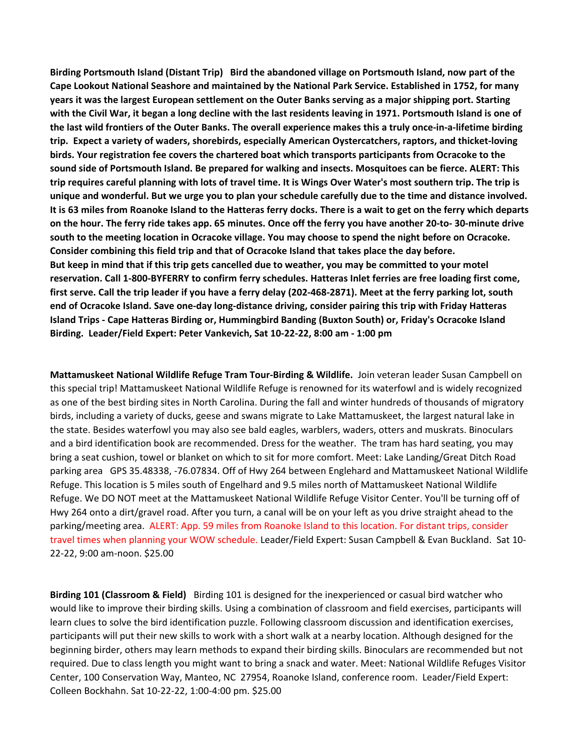**Birding Portsmouth Island (Distant Trip)   Bird the abandoned village on Portsmouth Island, now part of the Cape Lookout National Seashore and maintained by the National Park Service. Established in 1752, for many years it was the largest European settlement on the Outer Banks serving as a major shipping port. Starting with the Civil War, it began a long decline with the last residents leaving in 1971. Portsmouth Island is one of the last wild frontiers of the Outer Banks. The overall experience makes this a truly once-in-a-lifetime birding trip.  Expect a variety of waders, shorebirds, especially American Oystercatchers, raptors, and thicket-loving birds. Your registration fee covers the chartered boat which transports participants from Ocracoke to the sound side of Portsmouth Island. Be prepared for walking and insects. Mosquitoes can be fierce. ALERT: This trip requires careful planning with lots of travel time. It is Wings Over Water's most southern trip. The trip is unique and wonderful. But we urge you to plan your schedule carefully due to the time and distance involved. It is 63 miles from Roanoke Island to the Hatteras ferry docks. There is a wait to get on the ferry which departs on the hour. The ferry ride takes app. 65 minutes. Once off the ferry you have another 20-to- 30-minute drive south to the meeting location in Ocracoke village. You may choose to spend the night before on Ocracoke. Consider combining this field trip and that of Ocracoke Island that takes place the day before. But keep in mind that if this trip gets cancelled due to weather, you may be committed to your motel reservation. Call 1-800-BYFERRY to confirm ferry schedules. Hatteras Inlet ferries are free loading first come, first serve. Call the trip leader if you have a ferry delay (202-468-2871). Meet at the ferry parking lot, south end of Ocracoke Island. Save one-day long-distance driving, consider pairing this trip with Friday Hatteras Island Trips - Cape Hatteras Birding or, Hummingbird Banding (Buxton South) or, Friday's Ocracoke Island Birding.  Leader/Field Expert: Peter Vankevich, Sat 10-22-22, 8:00 am - 1:00 pm**

**Mattamuskeet National Wildlife Refuge Tram Tour-Birding & Wildlife.** Join veteran leader Susan Campbell on this special trip! Mattamuskeet National Wildlife Refuge is renowned for its waterfowl and is widely recognized as one of the best birding sites in North Carolina. During the fall and winter hundreds of thousands of migratory birds, including a variety of ducks, geese and swans migrate to Lake Mattamuskeet, the largest natural lake in the state. Besides waterfowl you may also see bald eagles, warblers, waders, otters and muskrats. Binoculars and a bird identification book are recommended. Dress for the weather.  The tram has hard seating, you may bring a seat cushion, towel or blanket on which to sit for more comfort. Meet: Lake Landing/Great Ditch Road parking area   GPS 35.48338, -76.07834. Off of Hwy 264 between Englehard and Mattamuskeet National Wildlife Refuge. This location is 5 miles south of Engelhard and 9.5 miles north of Mattamuskeet National Wildlife Refuge. We DO NOT meet at the Mattamuskeet National Wildlife Refuge Visitor Center. You'll be turning off of Hwy 264 onto a dirt/gravel road. After you turn, a canal will be on your left as you drive straight ahead to the parking/meeting area.  ALERT: App. 59 miles from Roanoke Island to this location. For distant trips, consider travel times when planning your WOW schedule. Leader/Field Expert: Susan Campbell & Evan Buckland.  Sat 10-22-22, 9:00 am-noon. $25.00

**Birding 101 (Classroom & Field)**   Birding 101 is designed for the inexperienced or casual bird watcher who would like to improve their birding skills. Using a combination of classroom and field exercises, participants will learn clues to solve the bird identification puzzle. Following classroom discussion and identification exercises, participants will put their new skills to work with a short walk at a nearby location. Although designed for the beginning birder, others may learn methods to expand their birding skills. Binoculars are recommended but not required. Due to class length you might want to bring a snack and water. Meet: National Wildlife Refuges Visitor Center, 100 Conservation Way, Manteo, NC  27954, Roanoke Island, conference room.  Leader/Field Expert: Colleen Bockhahn. Sat 10-22-22, 1:00-4:00 pm. $25.00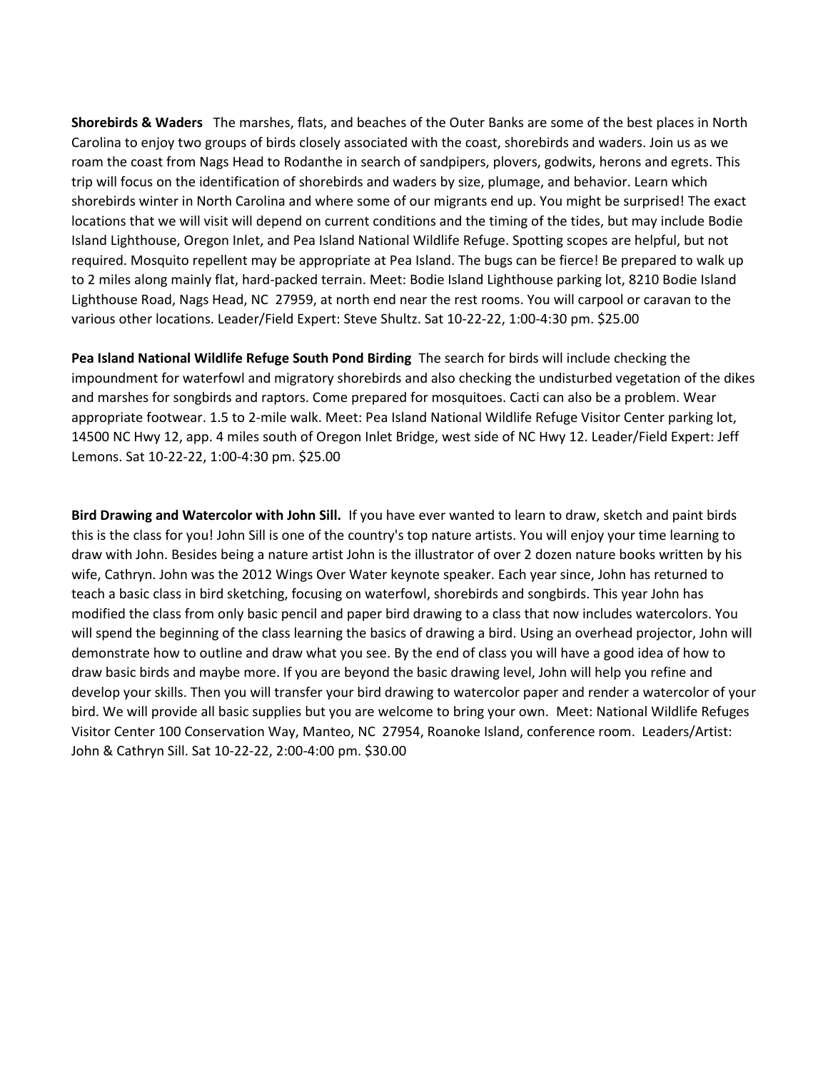**Shorebirds & Waders** The marshes, flats, and beaches of the Outer Banks are some of the best places in North Carolina to enjoy two groups of birds closely associated with the coast, shorebirds and waders. Join us as we roam the coast from Nags Head to Rodanthe in search of sandpipers, plovers, godwits, herons and egrets. This trip will focus on the identification of shorebirds and waders by size, plumage, and behavior. Learn which shorebirds winter in North Carolina and where some of our migrants end up. You might be surprised! The exact locations that we will visit will depend on current conditions and the timing of the tides, but may include Bodie Island Lighthouse, Oregon Inlet, and Pea Island National Wildlife Refuge. Spotting scopes are helpful, but not required. Mosquito repellent may be appropriate at Pea Island. The bugs can be fierce! Be prepared to walk up to 2 miles along mainly flat, hard-packed terrain. Meet: Bodie Island Lighthouse parking lot, 8210 Bodie Island Lighthouse Road, Nags Head, NC 27959, at north end near the rest rooms. You will carpool or caravan to the various other locations. Leader/Field Expert: Steve Shultz. Sat 10-22-22, 1:00-4:30 pm. $25.00

**Pea Island National Wildlife Refuge South Pond Birding** The search for birds will include checking the impoundment for waterfowl and migratory shorebirds and also checking the undisturbed vegetation of the dikes and marshes for songbirds and raptors. Come prepared for mosquitoes. Cacti can also be a problem. Wear appropriate footwear. 1.5 to 2-mile walk. Meet: Pea Island National Wildlife Refuge Visitor Center parking lot, 14500 NC Hwy 12, app. 4 miles south of Oregon Inlet Bridge, west side of NC Hwy 12. Leader/Field Expert: Jeff Lemons. Sat 10-22-22, 1:00-4:30 pm. $25.00

**Bird Drawing and Watercolor with John Sill.** If you have ever wanted to learn to draw, sketch and paint birds this is the class for you! John Sill is one of the country's top nature artists. You will enjoy your time learning to draw with John. Besides being a nature artist John is the illustrator of over 2 dozen nature books written by his wife, Cathryn. John was the 2012 Wings Over Water keynote speaker. Each year since, John has returned to teach a basic class in bird sketching, focusing on waterfowl, shorebirds and songbirds. This year John has modified the class from only basic pencil and paper bird drawing to a class that now includes watercolors. You will spend the beginning of the class learning the basics of drawing a bird. Using an overhead projector, John will demonstrate how to outline and draw what you see. By the end of class you will have a good idea of how to draw basic birds and maybe more. If you are beyond the basic drawing level, John will help you refine and develop your skills. Then you will transfer your bird drawing to watercolor paper and render a watercolor of your bird. We will provide all basic supplies but you are welcome to bring your own. Meet: National Wildlife Refuges Visitor Center 100 Conservation Way, Manteo, NC 27954, Roanoke Island, conference room. Leaders/Artist: John & Cathryn Sill. Sat 10-22-22, 2:00-4:00 pm. $30.00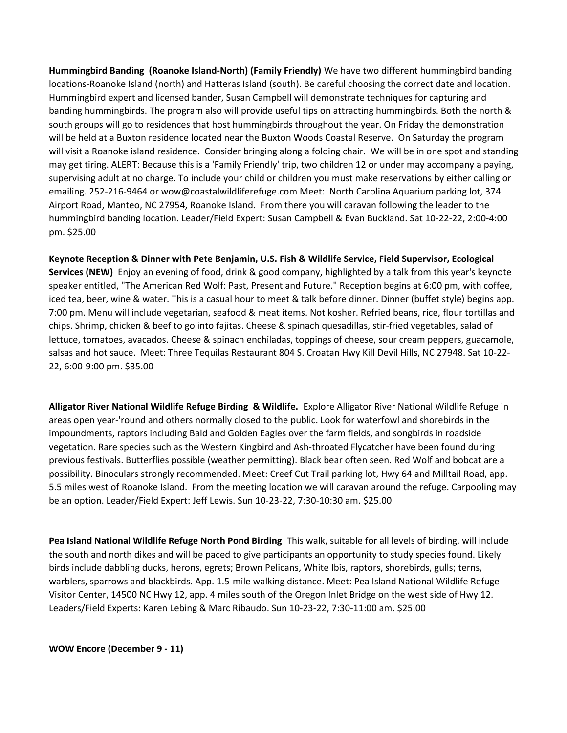**Hummingbird Banding (Roanoke Island-North) (Family Friendly)** We have two different hummingbird banding locations-Roanoke Island (north) and Hatteras Island (south). Be careful choosing the correct date and location. Hummingbird expert and licensed bander, Susan Campbell will demonstrate techniques for capturing and banding hummingbirds. The program also will provide useful tips on attracting hummingbirds. Both the north & south groups will go to residences that host hummingbirds throughout the year. On Friday the demonstration will be held at a Buxton residence located near the Buxton Woods Coastal Reserve. On Saturday the program will visit a Roanoke island residence. Consider bringing along a folding chair. We will be in one spot and standing may get tiring. ALERT: Because this is a 'Family Friendly' trip, two children 12 or under may accompany a paying, supervising adult at no charge. To include your child or children you must make reservations by either calling or emailing. 252-216-9464 or wow@coastalwildliferefuge.com Meet: North Carolina Aquarium parking lot, 374 Airport Road, Manteo, NC 27954, Roanoke Island. From there you will caravan following the leader to the hummingbird banding location. Leader/Field Expert: Susan Campbell & Evan Buckland. Sat 10-22-22, 2:00-4:00 pm. $25.00

**Keynote Reception & Dinner with Pete Benjamin, U.S. Fish & Wildlife Service, Field Supervisor, Ecological Services (NEW)** Enjoy an evening of food, drink & good company, highlighted by a talk from this year's keynote speaker entitled, "The American Red Wolf: Past, Present and Future." Reception begins at 6:00 pm, with coffee, iced tea, beer, wine & water. This is a casual hour to meet & talk before dinner. Dinner (buffet style) begins app. 7:00 pm. Menu will include vegetarian, seafood & meat items. Not kosher. Refried beans, rice, flour tortillas and chips. Shrimp, chicken & beef to go into fajitas. Cheese & spinach quesadillas, stir-fried vegetables, salad of lettuce, tomatoes, avacados. Cheese & spinach enchiladas, toppings of cheese, sour cream peppers, guacamole, salsas and hot sauce. Meet: Three Tequilas Restaurant 804 S. Croatan Hwy Kill Devil Hills, NC 27948. Sat 10-22-22, 6:00-9:00 pm. $35.00

**Alligator River National Wildlife Refuge Birding & Wildlife.** Explore Alligator River National Wildlife Refuge in areas open year-'round and others normally closed to the public. Look for waterfowl and shorebirds in the impoundments, raptors including Bald and Golden Eagles over the farm fields, and songbirds in roadside vegetation. Rare species such as the Western Kingbird and Ash-throated Flycatcher have been found during previous festivals. Butterflies possible (weather permitting). Black bear often seen. Red Wolf and bobcat are a possibility. Binoculars strongly recommended. Meet: Creef Cut Trail parking lot, Hwy 64 and Milltail Road, app. 5.5 miles west of Roanoke Island. From the meeting location we will caravan around the refuge. Carpooling may be an option. Leader/Field Expert: Jeff Lewis. Sun 10-23-22, 7:30-10:30 am. $25.00

**Pea Island National Wildlife Refuge North Pond Birding** This walk, suitable for all levels of birding, will include the south and north dikes and will be paced to give participants an opportunity to study species found. Likely birds include dabbling ducks, herons, egrets; Brown Pelicans, White Ibis, raptors, shorebirds, gulls; terns, warblers, sparrows and blackbirds. App. 1.5-mile walking distance. Meet: Pea Island National Wildlife Refuge Visitor Center, 14500 NC Hwy 12, app. 4 miles south of the Oregon Inlet Bridge on the west side of Hwy 12. Leaders/Field Experts: Karen Lebing & Marc Ribaudo. Sun 10-23-22, 7:30-11:00 am. $25.00

**WOW Encore (December 9 - 11)**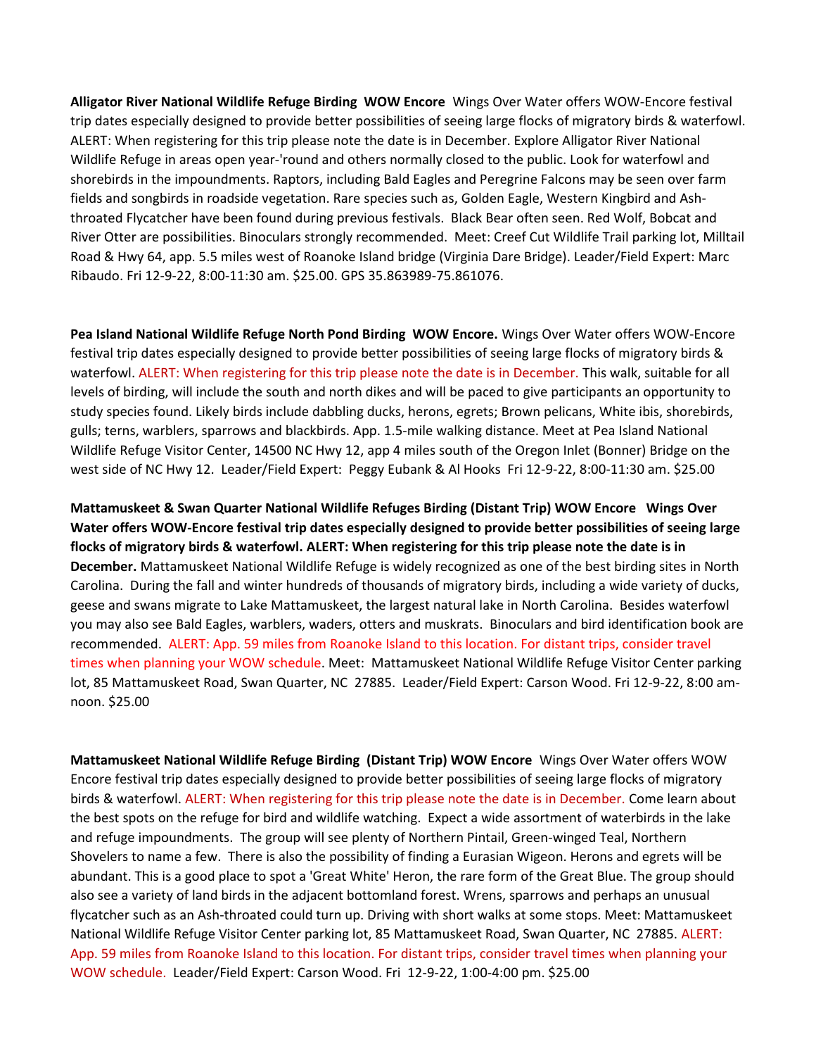**Alligator River National Wildlife Refuge Birding WOW Encore** Wings Over Water offers WOW-Encore festival trip dates especially designed to provide better possibilities of seeing large flocks of migratory birds & waterfowl. ALERT: When registering for this trip please note the date is in December. Explore Alligator River National Wildlife Refuge in areas open year-'round and others normally closed to the public. Look for waterfowl and shorebirds in the impoundments. Raptors, including Bald Eagles and Peregrine Falcons may be seen over farm fields and songbirds in roadside vegetation. Rare species such as, Golden Eagle, Western Kingbird and Ash-throated Flycatcher have been found during previous festivals. Black Bear often seen. Red Wolf, Bobcat and River Otter are possibilities. Binoculars strongly recommended. Meet: Creef Cut Wildlife Trail parking lot, Milltail Road & Hwy 64, app. 5.5 miles west of Roanoke Island bridge (Virginia Dare Bridge). Leader/Field Expert: Marc Ribaudo. Fri 12-9-22, 8:00-11:30 am. $25.00. GPS 35.863989-75.861076.

**Pea Island National Wildlife Refuge North Pond Birding WOW Encore.** Wings Over Water offers WOW-Encore festival trip dates especially designed to provide better possibilities of seeing large flocks of migratory birds & waterfowl. ALERT: When registering for this trip please note the date is in December. This walk, suitable for all levels of birding, will include the south and north dikes and will be paced to give participants an opportunity to study species found. Likely birds include dabbling ducks, herons, egrets; Brown pelicans, White ibis, shorebirds, gulls; terns, warblers, sparrows and blackbirds. App. 1.5-mile walking distance. Meet at Pea Island National Wildlife Refuge Visitor Center, 14500 NC Hwy 12, app 4 miles south of the Oregon Inlet (Bonner) Bridge on the west side of NC Hwy 12. Leader/Field Expert: Peggy Eubank & Al Hooks Fri 12-9-22, 8:00-11:30 am. $25.00

**Mattamuskeet & Swan Quarter National Wildlife Refuges Birding (Distant Trip) WOW Encore Wings Over Water offers WOW-Encore festival trip dates especially designed to provide better possibilities of seeing large flocks of migratory birds & waterfowl. ALERT: When registering for this trip please note the date is in December.** Mattamuskeet National Wildlife Refuge is widely recognized as one of the best birding sites in North Carolina. During the fall and winter hundreds of thousands of migratory birds, including a wide variety of ducks, geese and swans migrate to Lake Mattamuskeet, the largest natural lake in North Carolina. Besides waterfowl you may also see Bald Eagles, warblers, waders, otters and muskrats. Binoculars and bird identification book are recommended. ALERT: App. 59 miles from Roanoke Island to this location. For distant trips, consider travel times when planning your WOW schedule. Meet: Mattamuskeet National Wildlife Refuge Visitor Center parking lot, 85 Mattamuskeet Road, Swan Quarter, NC 27885. Leader/Field Expert: Carson Wood. Fri 12-9-22, 8:00 am-noon. $25.00

**Mattamuskeet National Wildlife Refuge Birding (Distant Trip) WOW Encore** Wings Over Water offers WOW Encore festival trip dates especially designed to provide better possibilities of seeing large flocks of migratory birds & waterfowl. ALERT: When registering for this trip please note the date is in December. Come learn about the best spots on the refuge for bird and wildlife watching. Expect a wide assortment of waterbirds in the lake and refuge impoundments. The group will see plenty of Northern Pintail, Green-winged Teal, Northern Shovelers to name a few. There is also the possibility of finding a Eurasian Wigeon. Herons and egrets will be abundant. This is a good place to spot a 'Great White' Heron, the rare form of the Great Blue. The group should also see a variety of land birds in the adjacent bottomland forest. Wrens, sparrows and perhaps an unusual flycatcher such as an Ash-throated could turn up. Driving with short walks at some stops. Meet: Mattamuskeet National Wildlife Refuge Visitor Center parking lot, 85 Mattamuskeet Road, Swan Quarter, NC 27885. ALERT: App. 59 miles from Roanoke Island to this location. For distant trips, consider travel times when planning your WOW schedule. Leader/Field Expert: Carson Wood. Fri 12-9-22, 1:00-4:00 pm. $25.00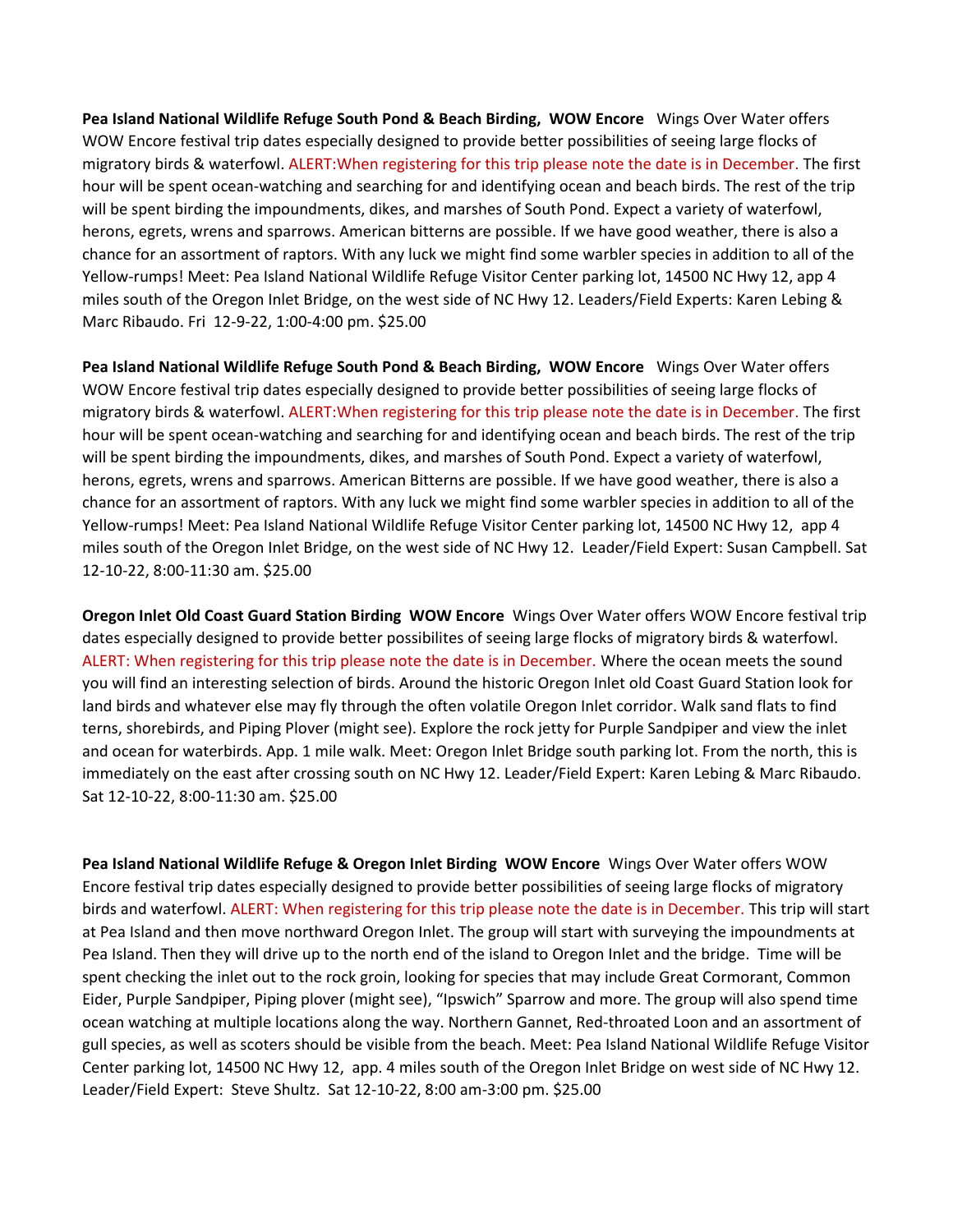**Pea Island National Wildlife Refuge South Pond & Beach Birding, WOW Encore** Wings Over Water offers WOW Encore festival trip dates especially designed to provide better possibilities of seeing large flocks of migratory birds & waterfowl. ALERT:When registering for this trip please note the date is in December. The first hour will be spent ocean-watching and searching for and identifying ocean and beach birds. The rest of the trip will be spent birding the impoundments, dikes, and marshes of South Pond. Expect a variety of waterfowl, herons, egrets, wrens and sparrows. American bitterns are possible. If we have good weather, there is also a chance for an assortment of raptors. With any luck we might find some warbler species in addition to all of the Yellow-rumps! Meet: Pea Island National Wildlife Refuge Visitor Center parking lot, 14500 NC Hwy 12, app 4 miles south of the Oregon Inlet Bridge, on the west side of NC Hwy 12. Leaders/Field Experts: Karen Lebing & Marc Ribaudo. Fri 12-9-22, 1:00-4:00 pm. $25.00

**Pea Island National Wildlife Refuge South Pond & Beach Birding, WOW Encore** Wings Over Water offers WOW Encore festival trip dates especially designed to provide better possibilities of seeing large flocks of migratory birds & waterfowl. ALERT:When registering for this trip please note the date is in December. The first hour will be spent ocean-watching and searching for and identifying ocean and beach birds. The rest of the trip will be spent birding the impoundments, dikes, and marshes of South Pond. Expect a variety of waterfowl, herons, egrets, wrens and sparrows. American Bitterns are possible. If we have good weather, there is also a chance for an assortment of raptors. With any luck we might find some warbler species in addition to all of the Yellow-rumps! Meet: Pea Island National Wildlife Refuge Visitor Center parking lot, 14500 NC Hwy 12, app 4 miles south of the Oregon Inlet Bridge, on the west side of NC Hwy 12. Leader/Field Expert: Susan Campbell. Sat 12-10-22, 8:00-11:30 am. $25.00

**Oregon Inlet Old Coast Guard Station Birding WOW Encore** Wings Over Water offers WOW Encore festival trip dates especially designed to provide better possibilites of seeing large flocks of migratory birds & waterfowl. ALERT: When registering for this trip please note the date is in December. Where the ocean meets the sound you will find an interesting selection of birds. Around the historic Oregon Inlet old Coast Guard Station look for land birds and whatever else may fly through the often volatile Oregon Inlet corridor. Walk sand flats to find terns, shorebirds, and Piping Plover (might see). Explore the rock jetty for Purple Sandpiper and view the inlet and ocean for waterbirds. App. 1 mile walk. Meet: Oregon Inlet Bridge south parking lot. From the north, this is immediately on the east after crossing south on NC Hwy 12. Leader/Field Expert: Karen Lebing & Marc Ribaudo. Sat 12-10-22, 8:00-11:30 am. $25.00

**Pea Island National Wildlife Refuge & Oregon Inlet Birding WOW Encore** Wings Over Water offers WOW Encore festival trip dates especially designed to provide better possibilities of seeing large flocks of migratory birds and waterfowl. ALERT: When registering for this trip please note the date is in December. This trip will start at Pea Island and then move northward Oregon Inlet. The group will start with surveying the impoundments at Pea Island. Then they will drive up to the north end of the island to Oregon Inlet and the bridge. Time will be spent checking the inlet out to the rock groin, looking for species that may include Great Cormorant, Common Eider, Purple Sandpiper, Piping plover (might see), "Ipswich" Sparrow and more. The group will also spend time ocean watching at multiple locations along the way. Northern Gannet, Red-throated Loon and an assortment of gull species, as well as scoters should be visible from the beach. Meet: Pea Island National Wildlife Refuge Visitor Center parking lot, 14500 NC Hwy 12, app. 4 miles south of the Oregon Inlet Bridge on west side of NC Hwy 12. Leader/Field Expert: Steve Shultz. Sat 12-10-22, 8:00 am-3:00 pm. $25.00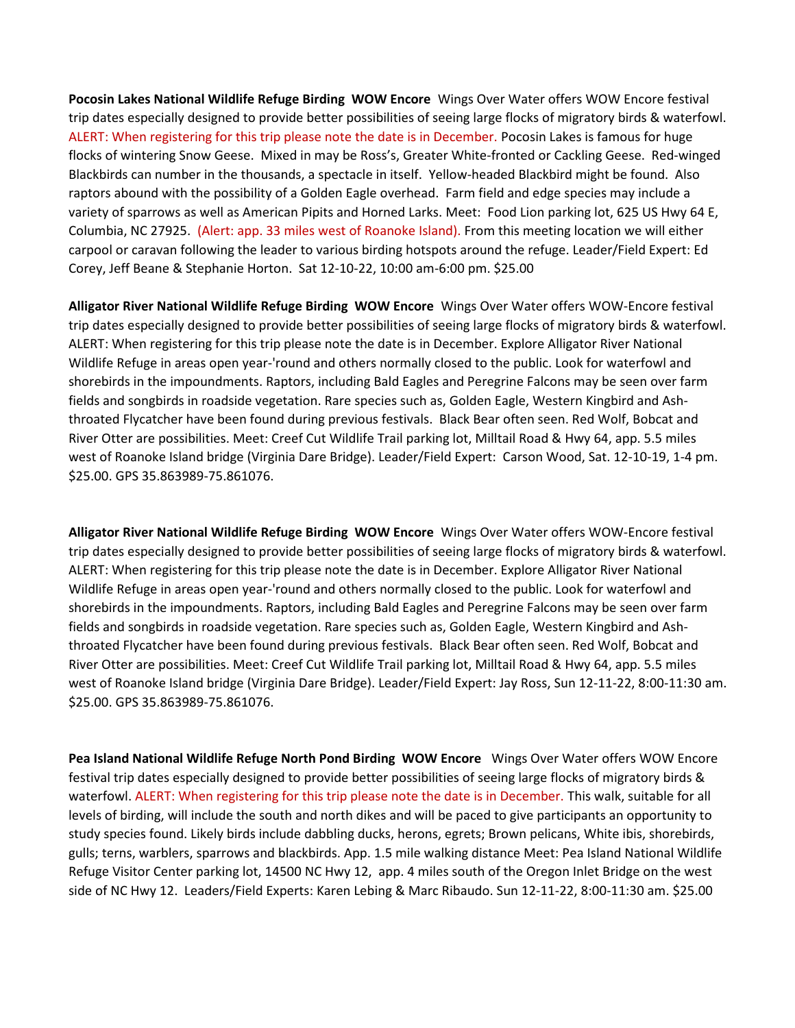**Pocosin Lakes National Wildlife Refuge Birding WOW Encore** Wings Over Water offers WOW Encore festival trip dates especially designed to provide better possibilities of seeing large flocks of migratory birds & waterfowl. ALERT: When registering for this trip please note the date is in December. Pocosin Lakes is famous for huge flocks of wintering Snow Geese. Mixed in may be Ross's, Greater White-fronted or Cackling Geese. Red-winged Blackbirds can number in the thousands, a spectacle in itself. Yellow-headed Blackbird might be found. Also raptors abound with the possibility of a Golden Eagle overhead. Farm field and edge species may include a variety of sparrows as well as American Pipits and Horned Larks. Meet: Food Lion parking lot, 625 US Hwy 64 E, Columbia, NC 27925. (Alert: app. 33 miles west of Roanoke Island). From this meeting location we will either carpool or caravan following the leader to various birding hotspots around the refuge. Leader/Field Expert: Ed Corey, Jeff Beane & Stephanie Horton. Sat 12-10-22, 10:00 am-6:00 pm. $25.00

**Alligator River National Wildlife Refuge Birding WOW Encore** Wings Over Water offers WOW-Encore festival trip dates especially designed to provide better possibilities of seeing large flocks of migratory birds & waterfowl. ALERT: When registering for this trip please note the date is in December. Explore Alligator River National Wildlife Refuge in areas open year-'round and others normally closed to the public. Look for waterfowl and shorebirds in the impoundments. Raptors, including Bald Eagles and Peregrine Falcons may be seen over farm fields and songbirds in roadside vegetation. Rare species such as, Golden Eagle, Western Kingbird and Ash-throated Flycatcher have been found during previous festivals. Black Bear often seen. Red Wolf, Bobcat and River Otter are possibilities. Meet: Creef Cut Wildlife Trail parking lot, Milltail Road & Hwy 64, app. 5.5 miles west of Roanoke Island bridge (Virginia Dare Bridge). Leader/Field Expert: Carson Wood, Sat. 12-10-19, 1-4 pm. $25.00. GPS 35.863989-75.861076.

**Alligator River National Wildlife Refuge Birding WOW Encore** Wings Over Water offers WOW-Encore festival trip dates especially designed to provide better possibilities of seeing large flocks of migratory birds & waterfowl. ALERT: When registering for this trip please note the date is in December. Explore Alligator River National Wildlife Refuge in areas open year-'round and others normally closed to the public. Look for waterfowl and shorebirds in the impoundments. Raptors, including Bald Eagles and Peregrine Falcons may be seen over farm fields and songbirds in roadside vegetation. Rare species such as, Golden Eagle, Western Kingbird and Ash-throated Flycatcher have been found during previous festivals. Black Bear often seen. Red Wolf, Bobcat and River Otter are possibilities. Meet: Creef Cut Wildlife Trail parking lot, Milltail Road & Hwy 64, app. 5.5 miles west of Roanoke Island bridge (Virginia Dare Bridge). Leader/Field Expert: Jay Ross, Sun 12-11-22, 8:00-11:30 am. $25.00. GPS 35.863989-75.861076.

**Pea Island National Wildlife Refuge North Pond Birding WOW Encore** Wings Over Water offers WOW Encore festival trip dates especially designed to provide better possibilities of seeing large flocks of migratory birds & waterfowl. ALERT: When registering for this trip please note the date is in December. This walk, suitable for all levels of birding, will include the south and north dikes and will be paced to give participants an opportunity to study species found. Likely birds include dabbling ducks, herons, egrets; Brown pelicans, White ibis, shorebirds, gulls; terns, warblers, sparrows and blackbirds. App. 1.5 mile walking distance Meet: Pea Island National Wildlife Refuge Visitor Center parking lot, 14500 NC Hwy 12, app. 4 miles south of the Oregon Inlet Bridge on the west side of NC Hwy 12. Leaders/Field Experts: Karen Lebing & Marc Ribaudo. Sun 12-11-22, 8:00-11:30 am. $25.00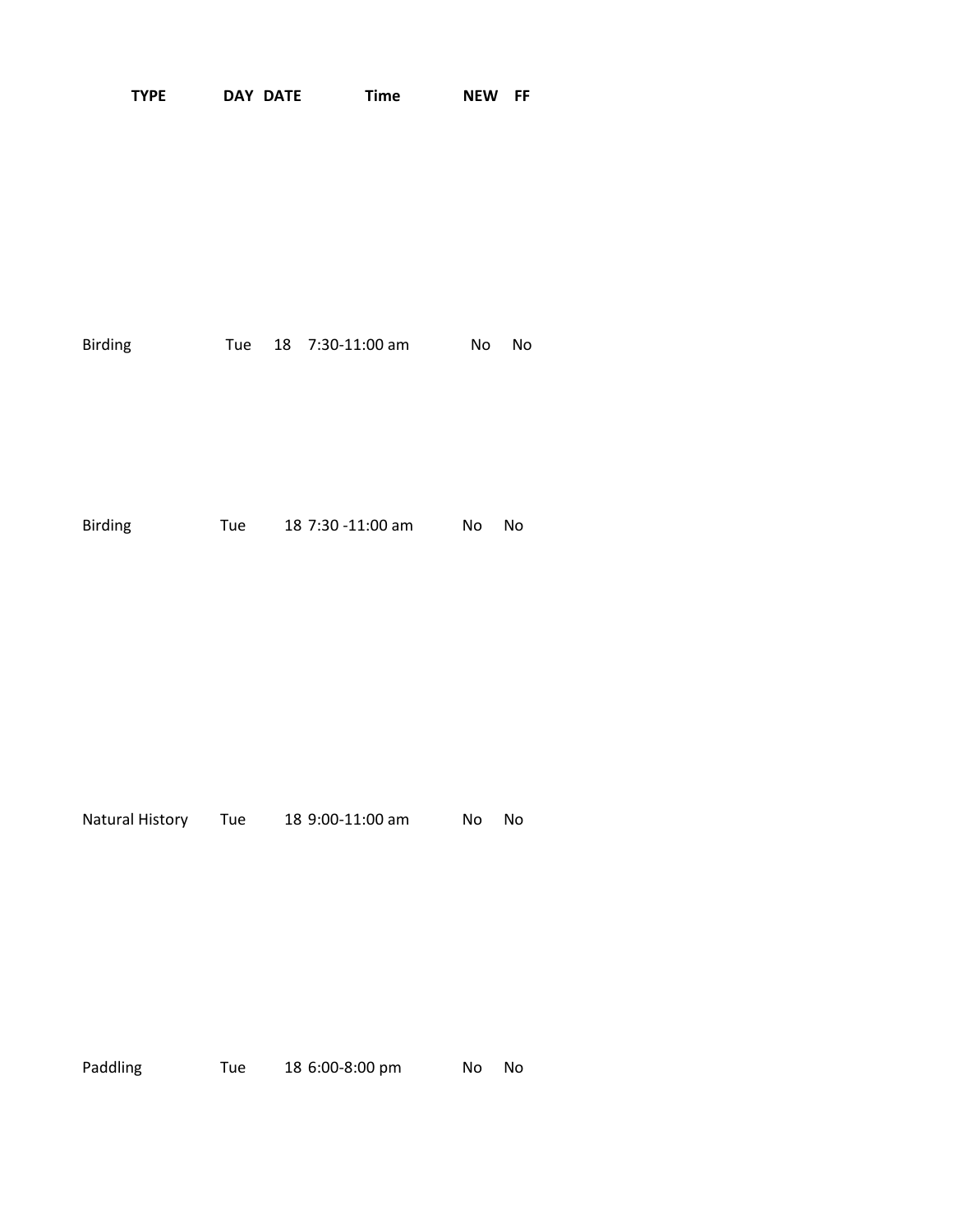| TYPE | DAY | DATE | Time | NEW | FF |
|---|---|---|---|---|---|
| Birding | Tue | 18 | 7:30-11:00 am | No | No |
| Birding | Tue | 18 | 7:30 -11:00 am | No | No |
| Natural History | Tue | 18 | 9:00-11:00 am | No | No |
| Paddling | Tue | 18 | 6:00-8:00 pm | No | No |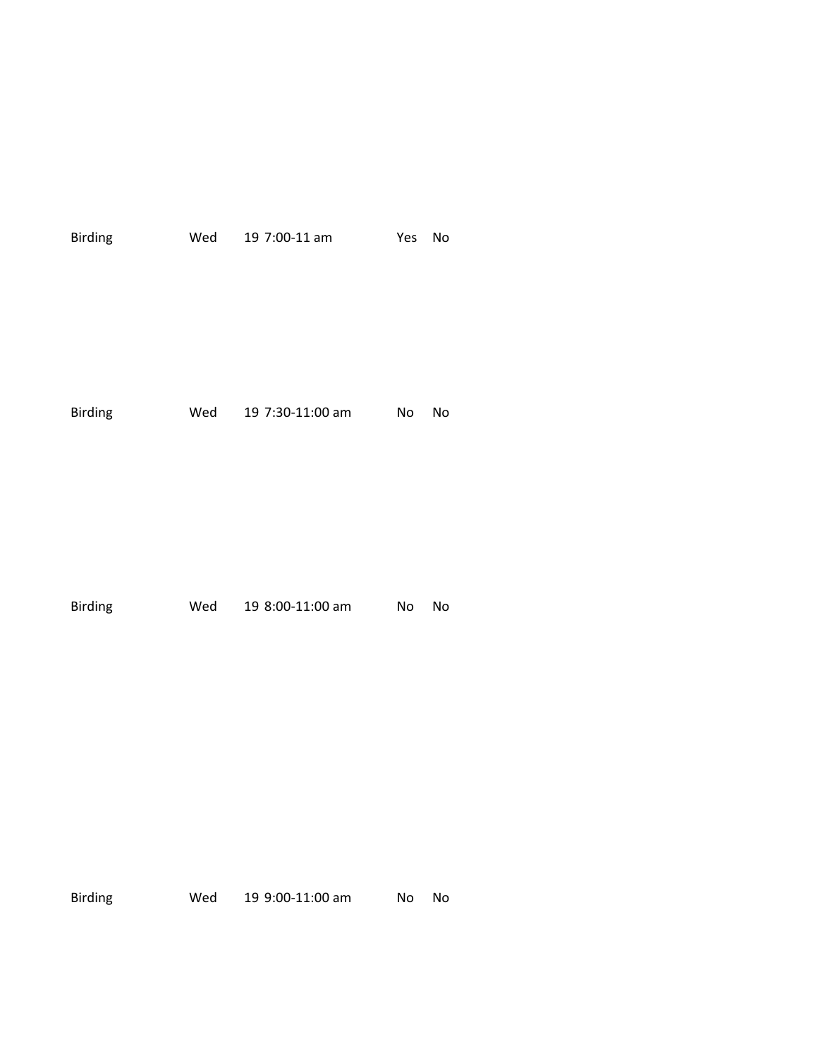| | | | | | |
|---|---|---|---|---|---|
| Birding | Wed | 19 | 7:00-11 am | Yes | No |
| Birding | Wed | 19 | 7:30-11:00 am | No | No |
| Birding | Wed | 19 | 8:00-11:00 am | No | No |
| Birding | Wed | 19 | 9:00-11:00 am | No | No |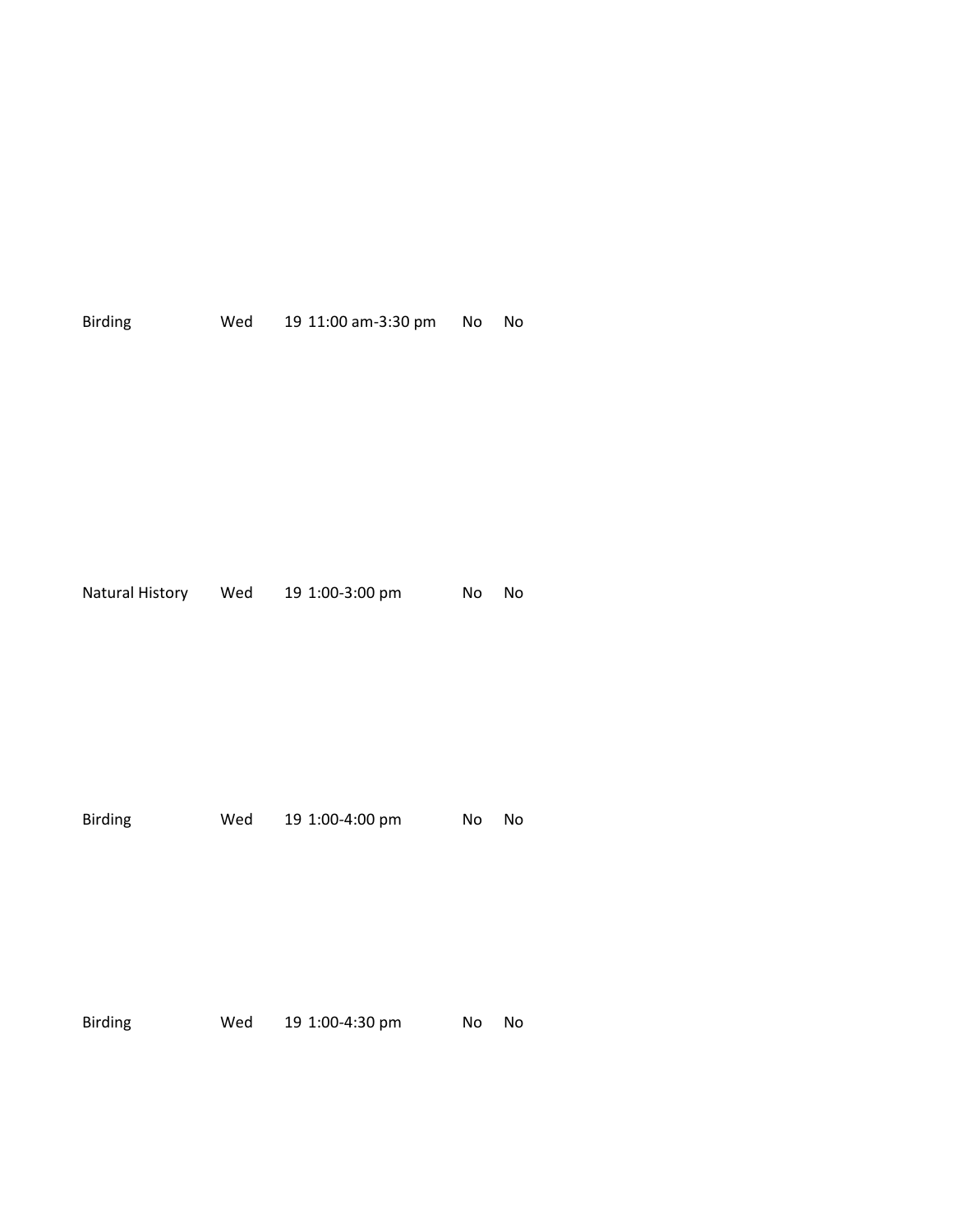| | | | | | |
|---|---|---|---|---|---|
| Birding | Wed | 19 | 11:00 am-3:30 pm | No | No |
| Natural History | Wed | 19 | 1:00-3:00 pm | No | No |
| Birding | Wed | 19 | 1:00-4:00 pm | No | No |
| Birding | Wed | 19 | 1:00-4:30 pm | No | No |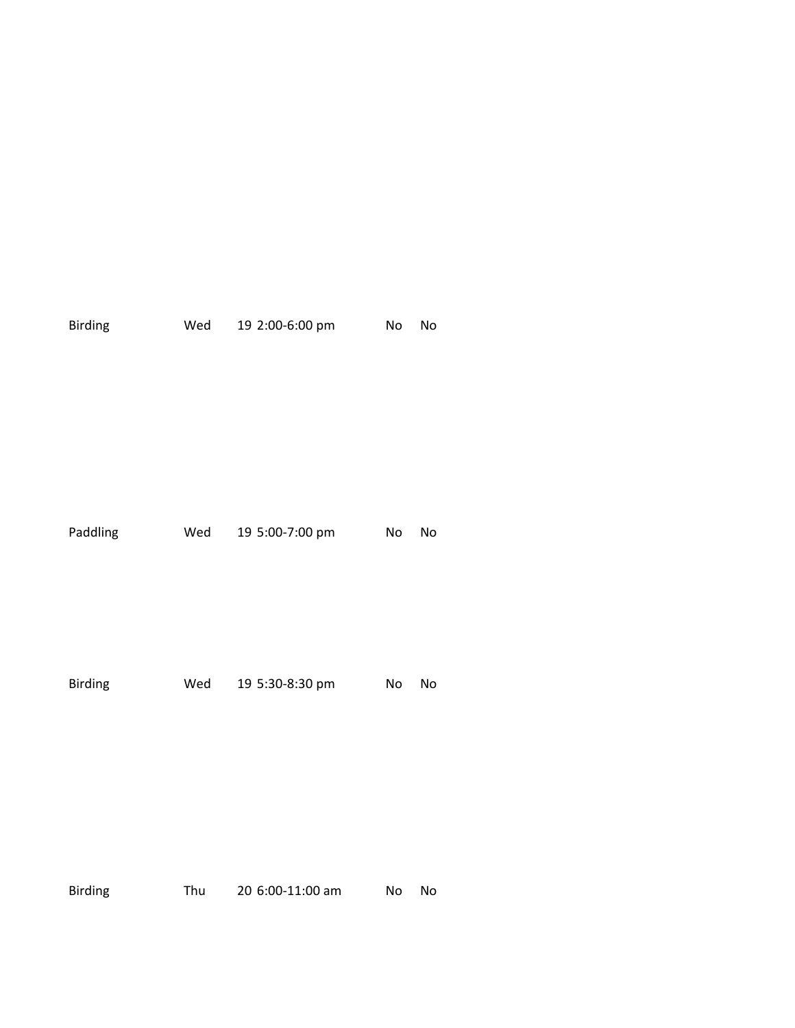| | | | | | |
|---|---|---|---|---|---|
| Birding | Wed | 19 | 2:00-6:00 pm | No | No |
| Paddling | Wed | 19 | 5:00-7:00 pm | No | No |
| Birding | Wed | 19 | 5:30-8:30 pm | No | No |
| Birding | Thu | 20 | 6:00-11:00 am | No | No |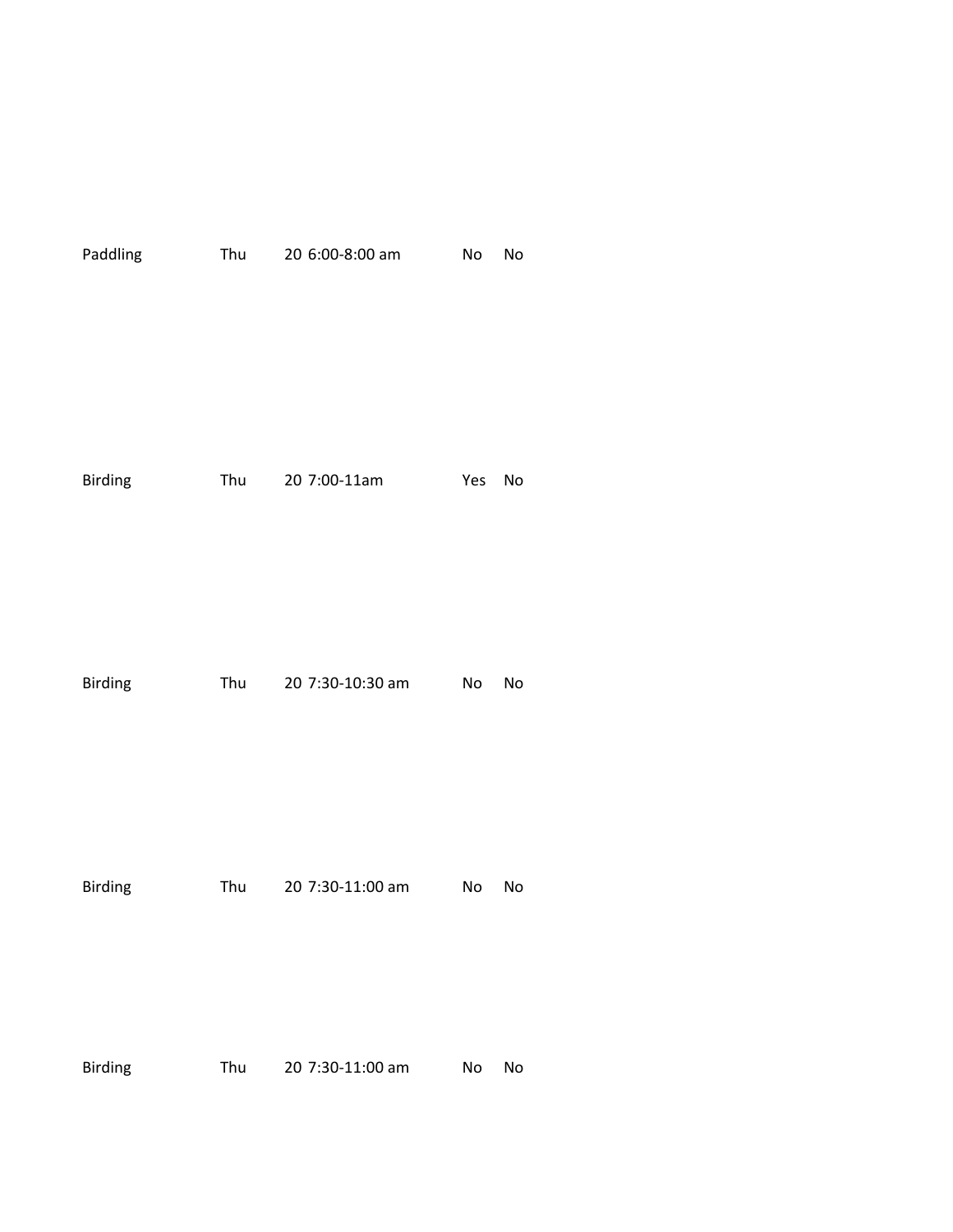| | | | | | |
|---|---|---|---|---|---|
| Paddling | Thu | 20 | 6:00-8:00 am | No | No |
| Birding | Thu | 20 | 7:00-11am | Yes | No |
| Birding | Thu | 20 | 7:30-10:30 am | No | No |
| Birding | Thu | 20 | 7:30-11:00 am | No | No |
| Birding | Thu | 20 | 7:30-11:00 am | No | No |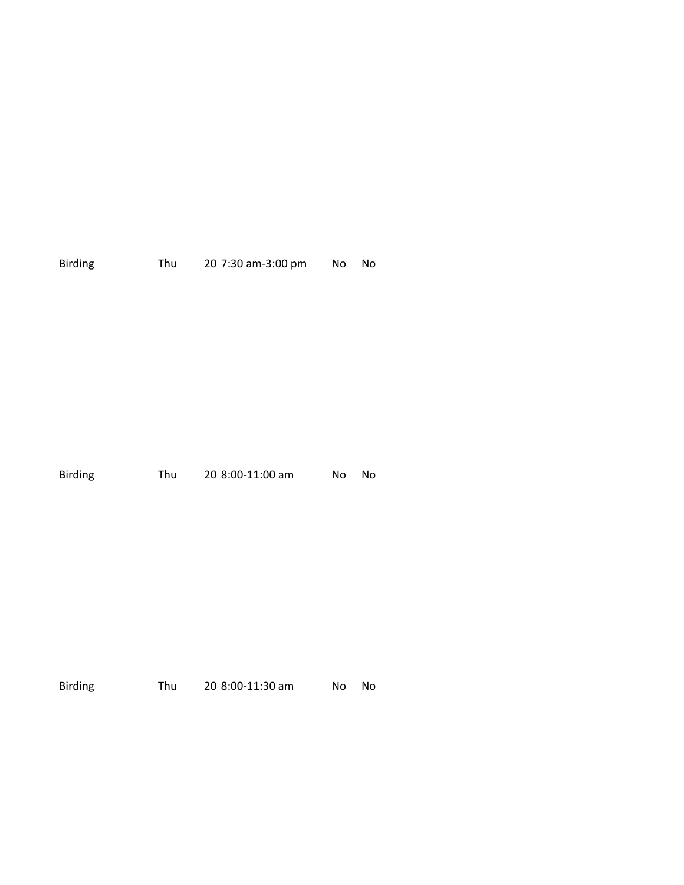| | | | | | |
|---|---|---|---|---|---|
| Birding | Thu | 20 | 7:30 am-3:00 pm | No | No |
| Birding | Thu | 20 | 8:00-11:00 am | No | No |
| Birding | Thu | 20 | 8:00-11:30 am | No | No |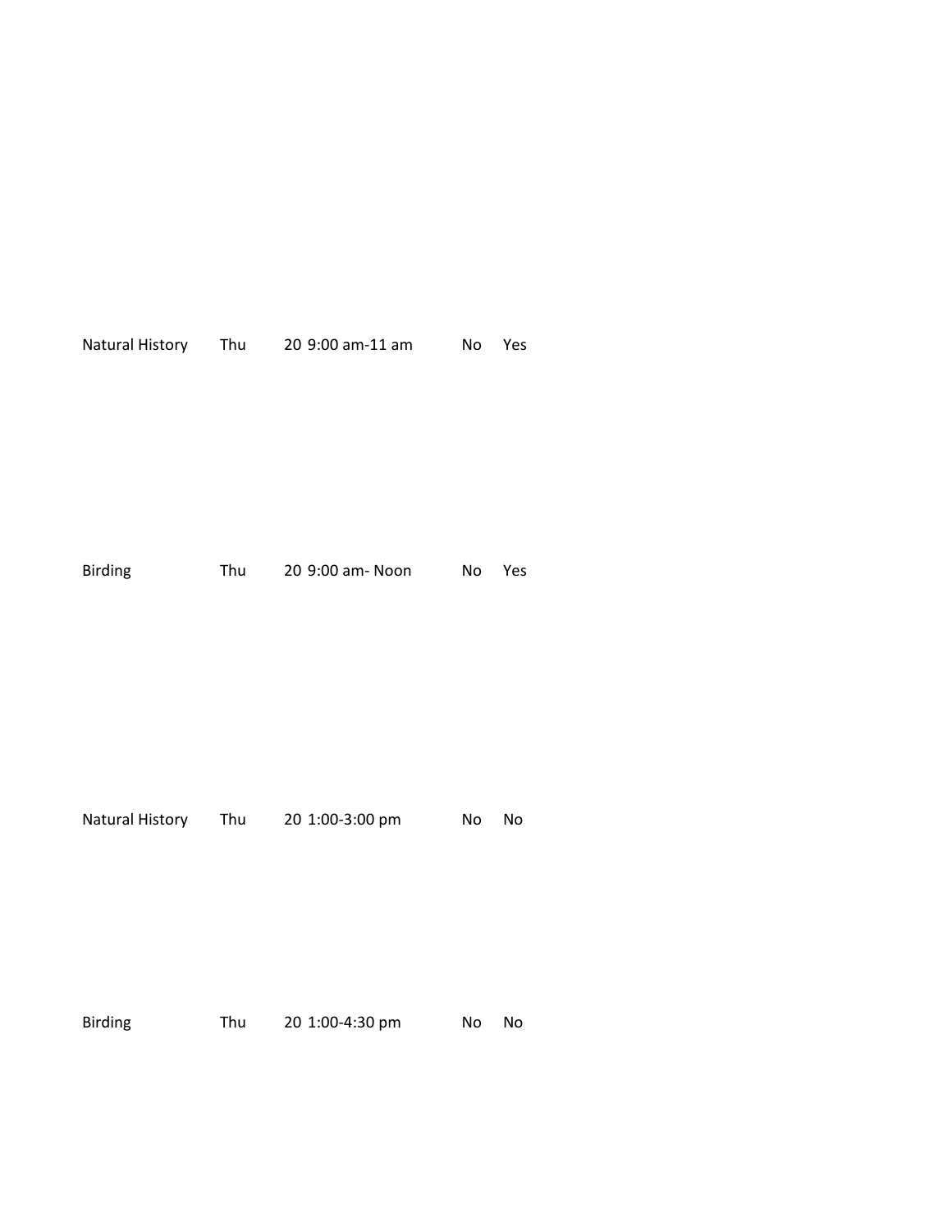| Natural History | Thu | 20 | 9:00 am-11 am | No | Yes |
|---|---|---|---|---|---|
| Birding | Thu | 20 | 9:00 am- Noon | No | Yes |
| Natural History | Thu | 20 | 1:00-3:00 pm | No | No |
| Birding | Thu | 20 | 1:00-4:30 pm | No | No |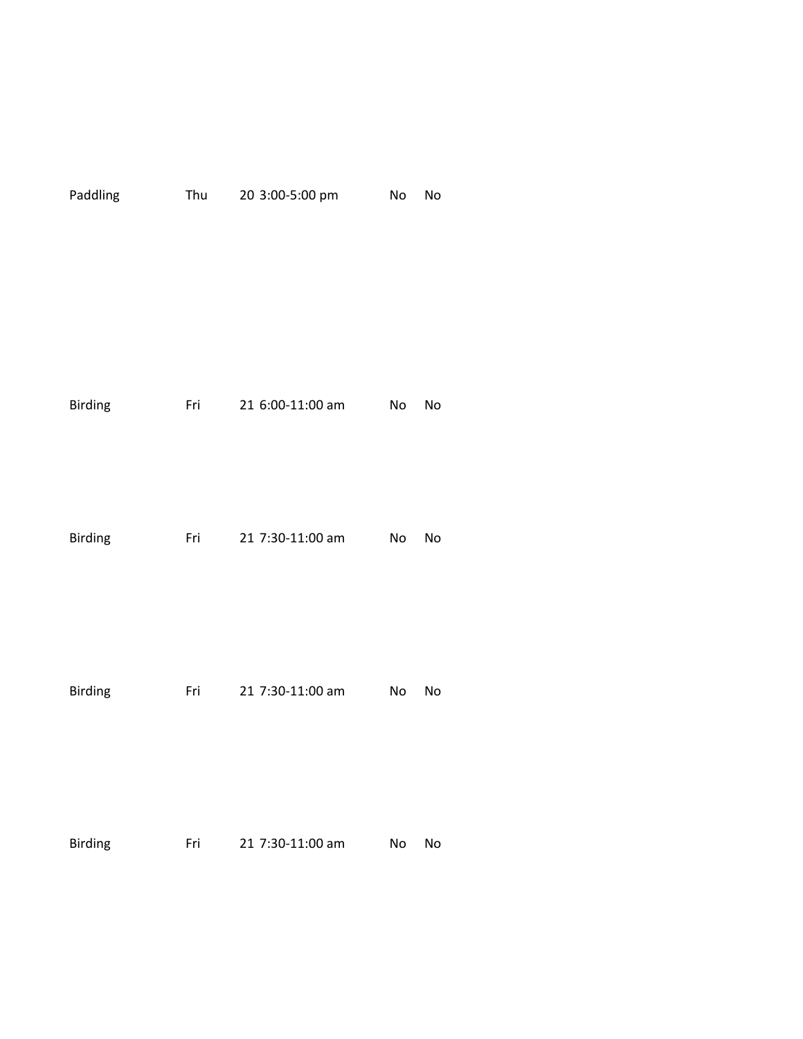| | | | | | |
|---|---|---|---|---|---|
| Paddling | Thu | 20 | 3:00-5:00 pm | No | No |
| Birding | Fri | 21 | 6:00-11:00 am | No | No |
| Birding | Fri | 21 | 7:30-11:00 am | No | No |
| Birding | Fri | 21 | 7:30-11:00 am | No | No |
| Birding | Fri | 21 | 7:30-11:00 am | No | No |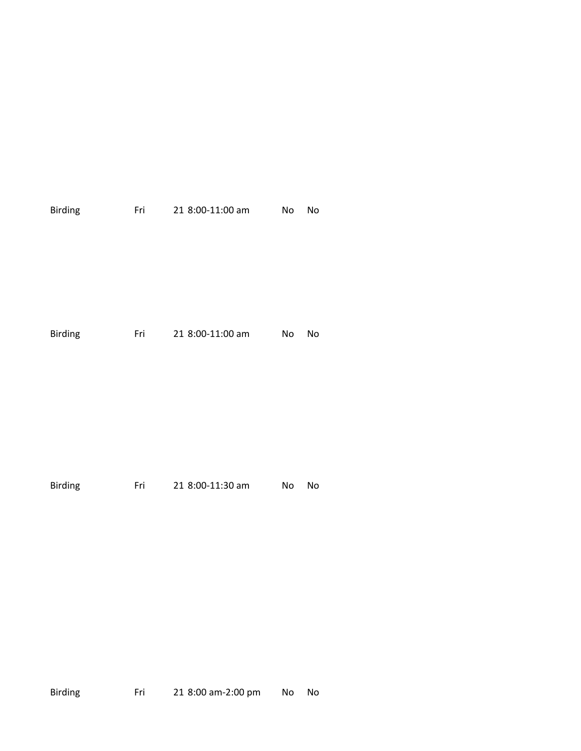| | | | | | |
|---|---|---|---|---|---|
| Birding | Fri | 21 | 8:00-11:00 am | No | No |
| Birding | Fri | 21 | 8:00-11:00 am | No | No |
| Birding | Fri | 21 | 8:00-11:30 am | No | No |
| Birding | Fri | 21 | 8:00 am-2:00 pm | No | No |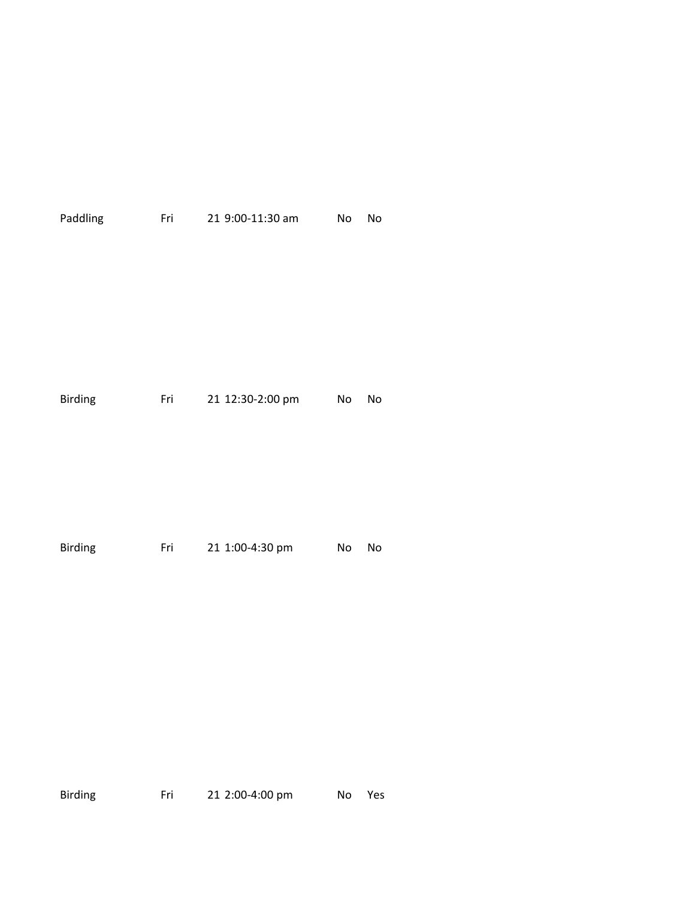| | | | | | |
|---|---|---|---|---|---|
| Paddling | Fri | 21 | 9:00-11:30 am | No | No |
| Birding | Fri | 21 | 12:30-2:00 pm | No | No |
| Birding | Fri | 21 | 1:00-4:30 pm | No | No |
| Birding | Fri | 21 | 2:00-4:00 pm | No | Yes |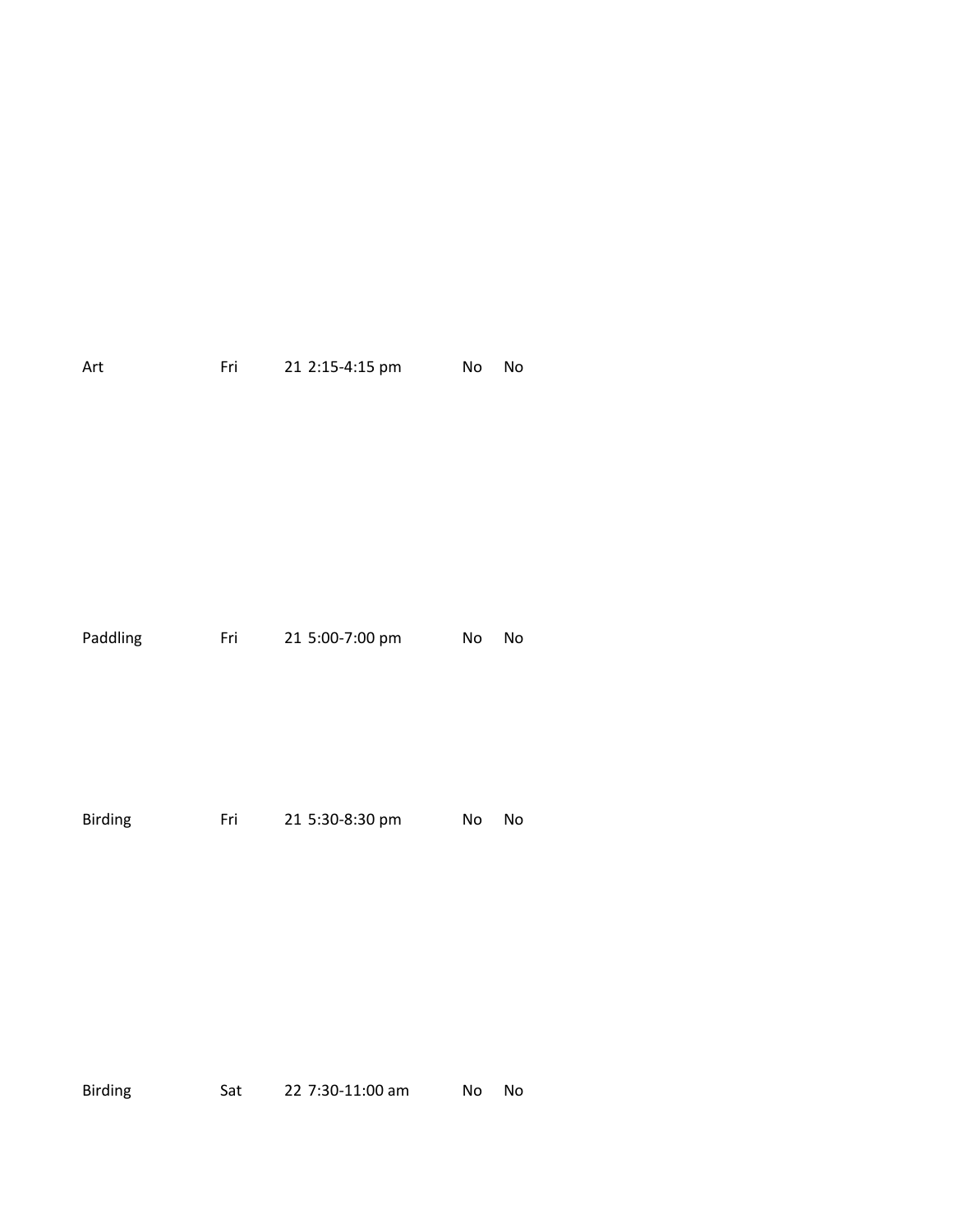| | | | | | |
|---|---|---|---|---|---|
| Art | Fri | 21 | 2:15-4:15 pm | No | No |
| Paddling | Fri | 21 | 5:00-7:00 pm | No | No |
| Birding | Fri | 21 | 5:30-8:30 pm | No | No |
| Birding | Sat | 22 | 7:30-11:00 am | No | No |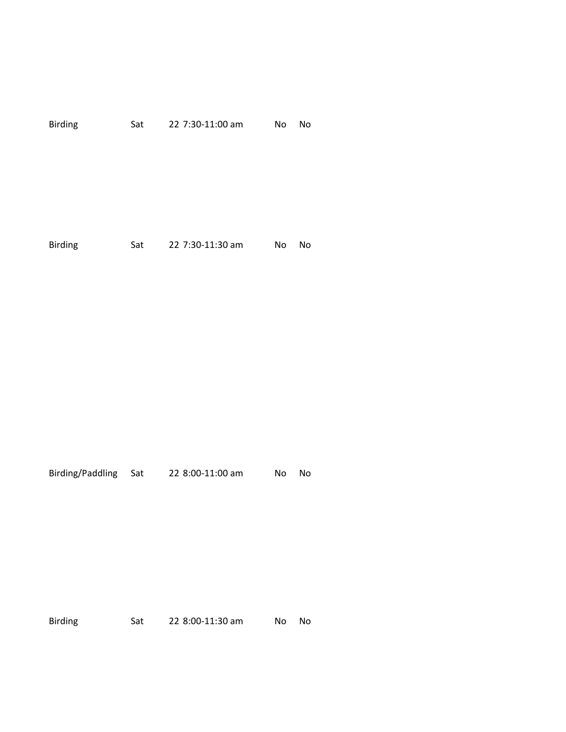| | | | | | |
|---|---|---|---|---|---|
| Birding | Sat | 22 | 7:30-11:00 am | No | No |
| Birding | Sat | 22 | 7:30-11:30 am | No | No |
| Birding/Paddling | Sat | 22 | 8:00-11:00 am | No | No |
| Birding | Sat | 22 | 8:00-11:30 am | No | No |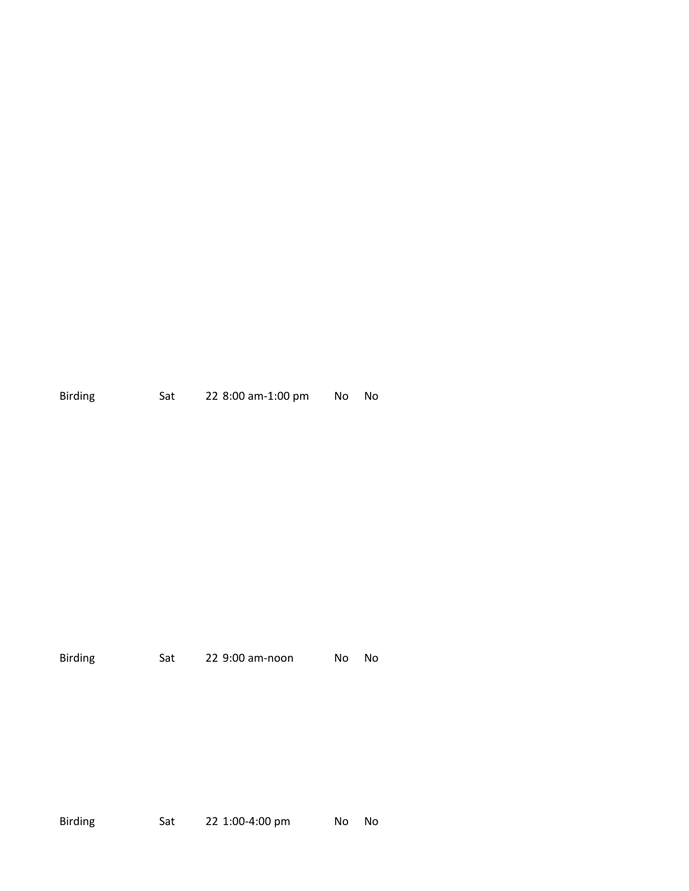| | | | | | |
|---|---|---|---|---|---|
| Birding | Sat | 22 | 8:00 am-1:00 pm | No | No |
| Birding | Sat | 22 | 9:00 am-noon | No | No |
| Birding | Sat | 22 | 1:00-4:00 pm | No | No |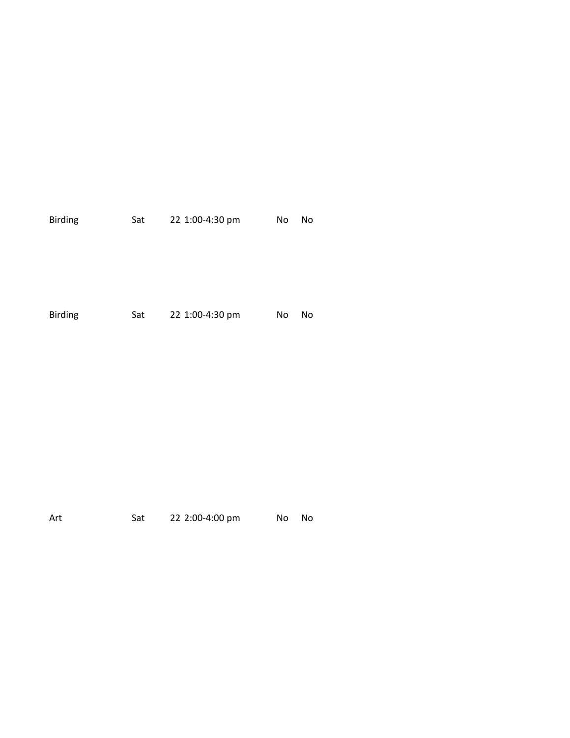| | | | | | |
|---|---|---|---|---|---|
| Birding | Sat | 22 | 1:00-4:30 pm | No | No |
| Birding | Sat | 22 | 1:00-4:30 pm | No | No |
| Art | Sat | 22 | 2:00-4:00 pm | No | No |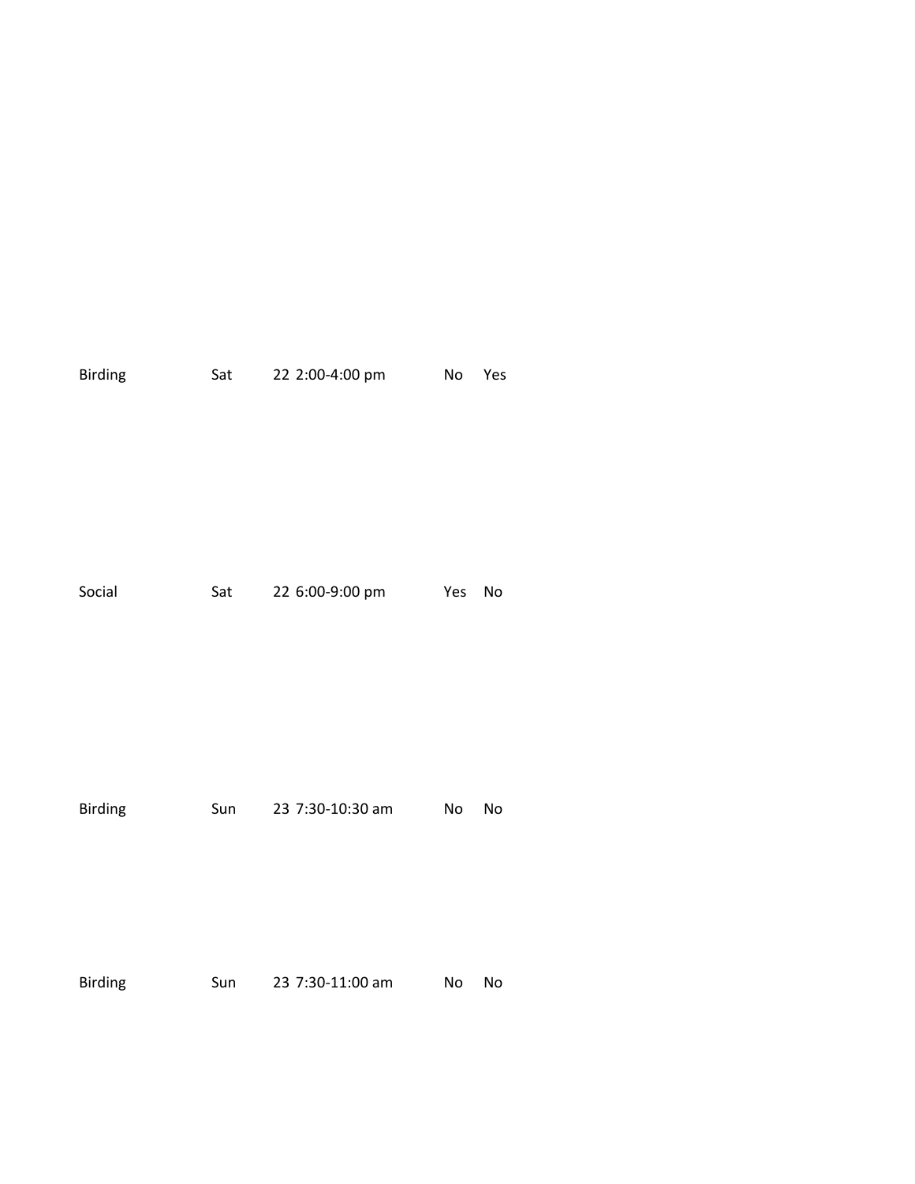| | | | | | |
|---|---|---|---|---|---|
| Birding | Sat | 22 | 2:00-4:00 pm | No | Yes |
| Social | Sat | 22 | 6:00-9:00 pm | Yes | No |
| Birding | Sun | 23 | 7:30-10:30 am | No | No |
| Birding | Sun | 23 | 7:30-11:00 am | No | No |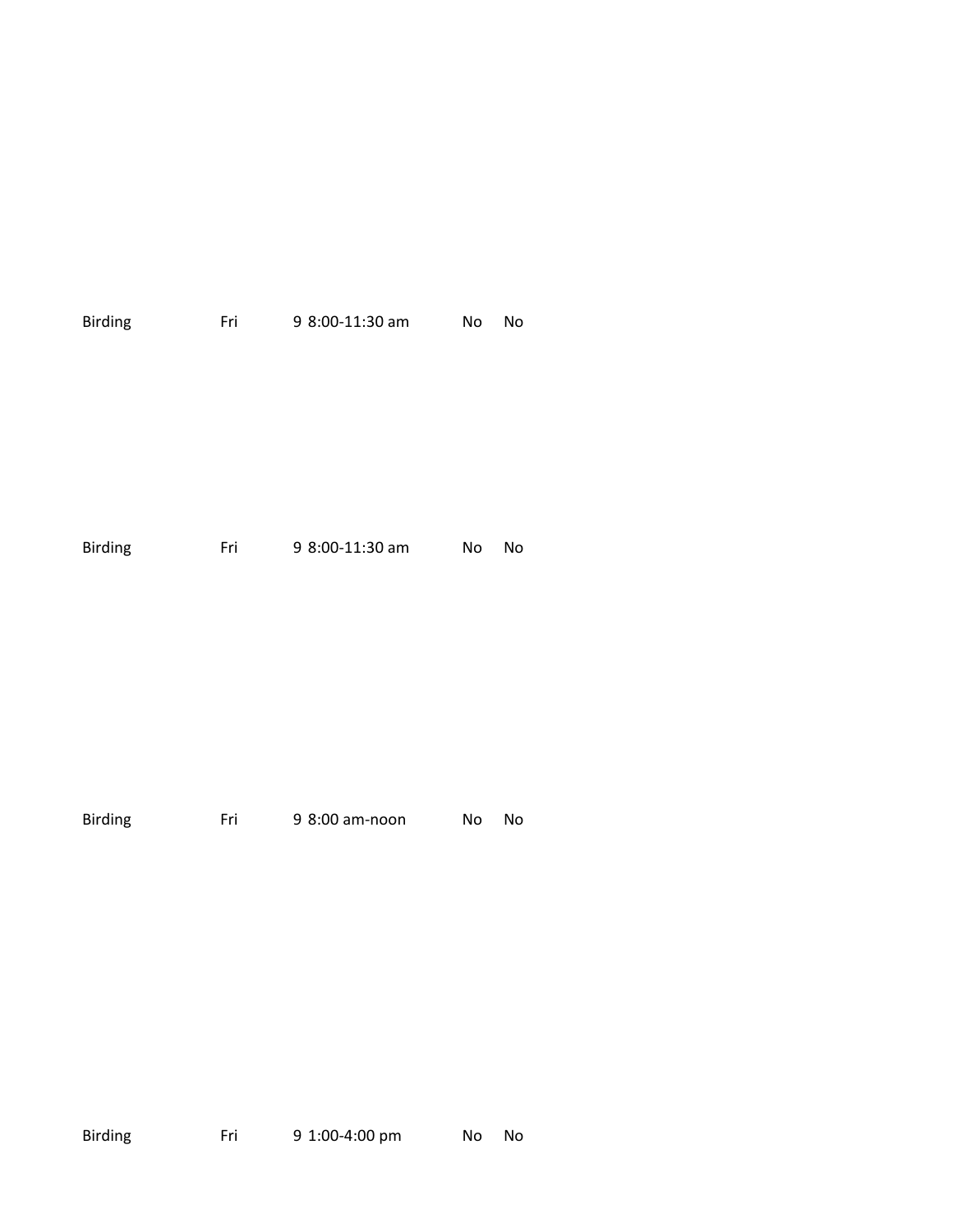| | | | | | |
|---|---|---|---|---|---|
| Birding | Fri | 9 | 8:00-11:30 am | No | No |
| Birding | Fri | 9 | 8:00-11:30 am | No | No |
| Birding | Fri | 9 | 8:00 am-noon | No | No |
| Birding | Fri | 9 | 1:00-4:00 pm | No | No |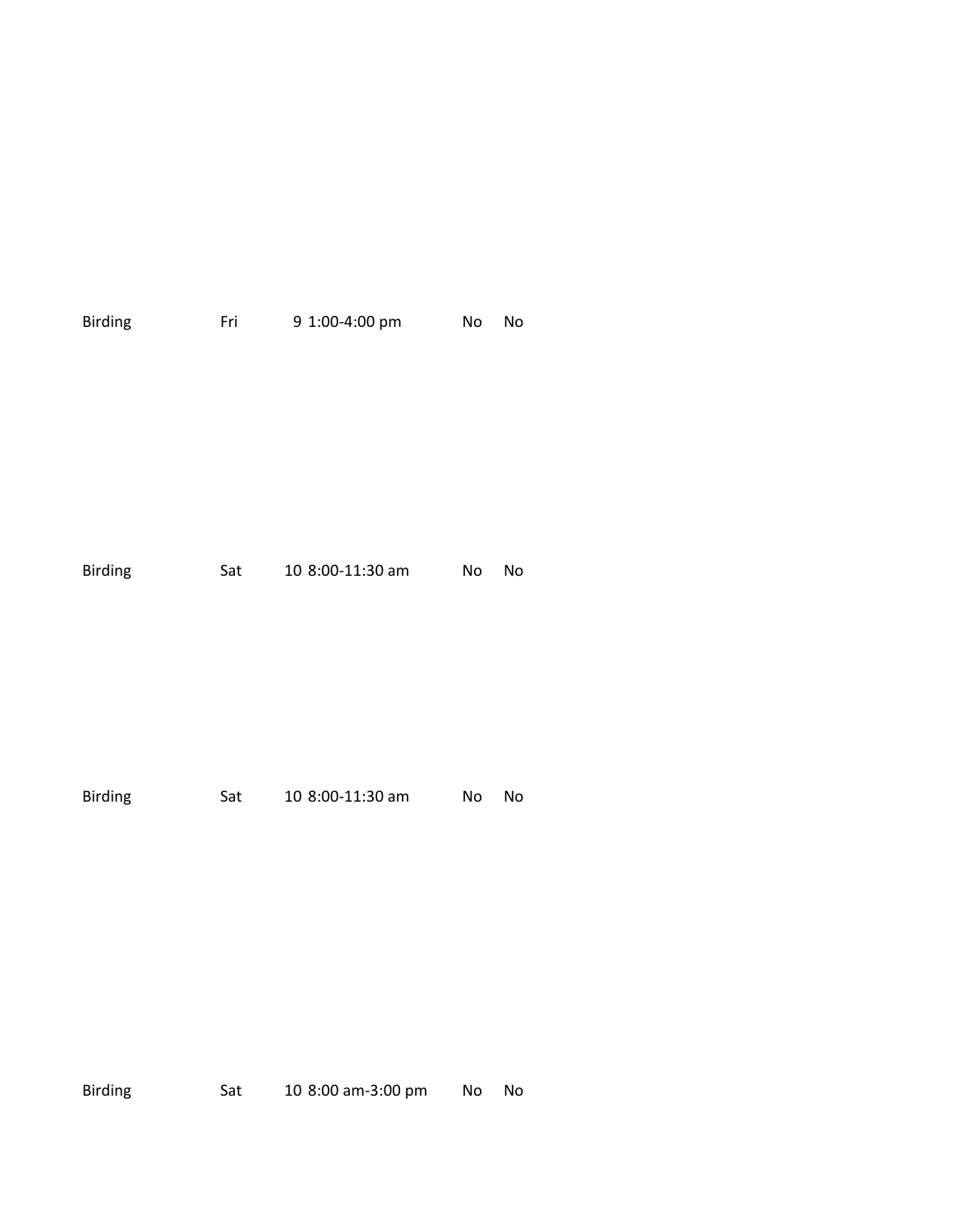| | | | | | |
|---|---|---|---|---|---|
| Birding | Fri | 9 | 1:00-4:00 pm | No | No |
| Birding | Sat | 10 | 8:00-11:30 am | No | No |
| Birding | Sat | 10 | 8:00-11:30 am | No | No |
| Birding | Sat | 10 | 8:00 am-3:00 pm | No | No |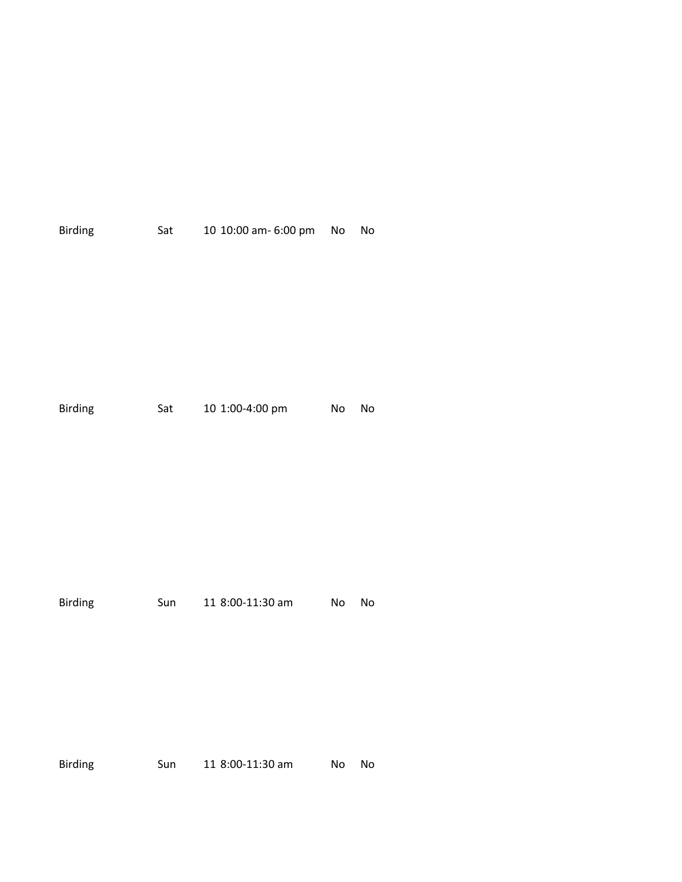| | | | | | |
|---|---|---|---|---|---|
| Birding | Sat | 10 | 10:00 am- 6:00 pm | No | No |
| Birding | Sat | 10 | 1:00-4:00 pm | No | No |
| Birding | Sun | 11 | 8:00-11:30 am | No | No |
| Birding | Sun | 11 | 8:00-11:30 am | No | No |